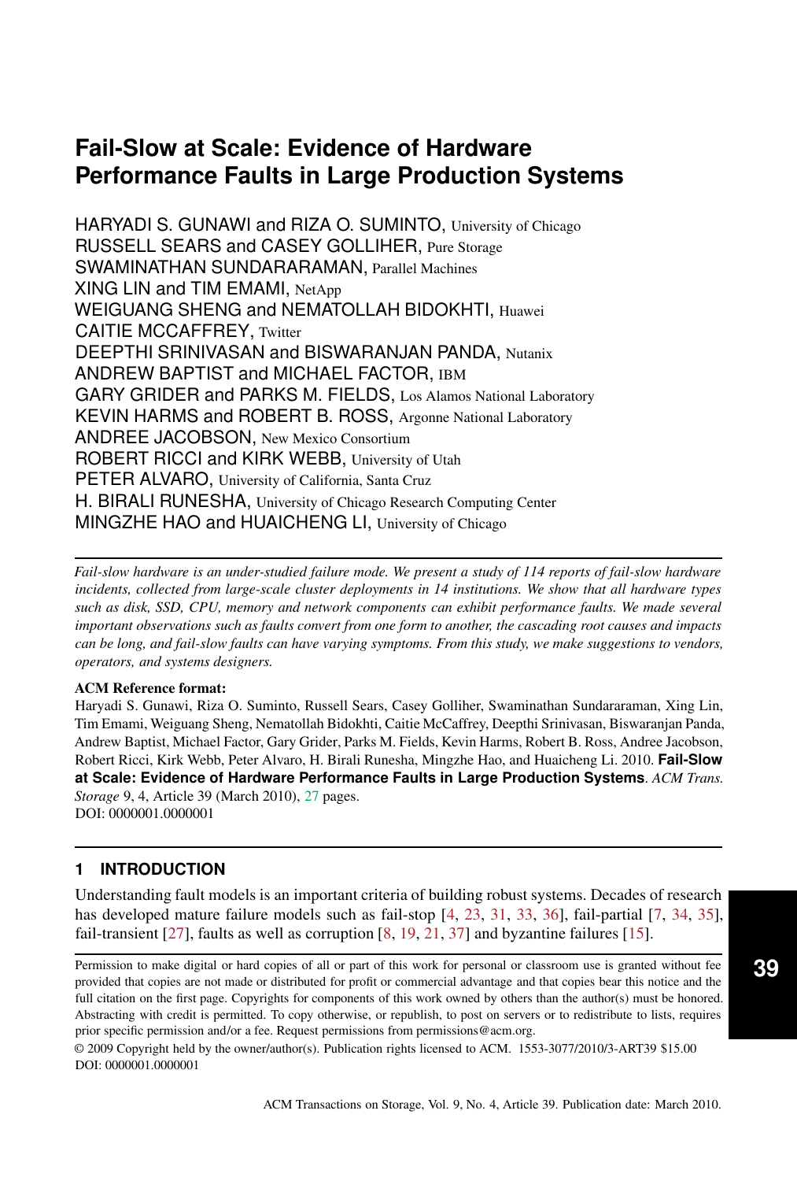# Fail-Slow at Scale: Evidence of Hardware Performance Faults in Large Production Systems

HARYADI S. GUNAWI and RIZA O. SUMINTO, University of Chicago
RUSSELL SEARS and CASEY GOLLIHER, Pure Storage
SWAMINATHAN SUNDARARAMAN, Parallel Machines
XING LIN and TIM EMAMI, NetApp
WEIGUANG SHENG and NEMATOLLAH BIDOKHTI, Huawei
CAITIE MCCAFFREY, Twitter
DEEPTHI SRINIVASAN and BISWARANJAN PANDA, Nutanix
ANDREW BAPTIST and MICHAEL FACTOR, IBM
GARY GRIDER and PARKS M. FIELDS, Los Alamos National Laboratory
KEVIN HARMS and ROBERT B. ROSS, Argonne National Laboratory
ANDREE JACOBSON, New Mexico Consortium
ROBERT RICCI and KIRK WEBB, University of Utah
PETER ALVARO, University of California, Santa Cruz
H. BIRALI RUNESHA, University of Chicago Research Computing Center
MINGZHE HAO and HUAICHENG LI, University of Chicago

*Fail-slow hardware is an under-studied failure mode. We present a study of 114 reports of fail-slow hardware incidents, collected from large-scale cluster deployments in 14 institutions. We show that all hardware types such as disk, SSD, CPU, memory and network components can exhibit performance faults. We made several important observations such as faults convert from one form to another, the cascading root causes and impacts can be long, and fail-slow faults can have varying symptoms. From this study, we make suggestions to vendors, operators, and systems designers.*

**ACM Reference format:**
Haryadi S. Gunawi, Riza O. Suminto, Russell Sears, Casey Golliher, Swaminathan Sundararaman, Xing Lin, Tim Emami, Weiguang Sheng, Nematollah Bidokhti, Caitie McCaffrey, Deepthi Srinivasan, Biswaranjan Panda, Andrew Baptist, Michael Factor, Gary Grider, Parks M. Fields, Kevin Harms, Robert B. Ross, Andree Jacobson, Robert Ricci, Kirk Webb, Peter Alvaro, H. Birali Runesha, Mingzhe Hao, and Huaicheng Li. 2010. **Fail-Slow at Scale: Evidence of Hardware Performance Faults in Large Production Systems**. *ACM Trans. Storage* 9, 4, Article 39 (March 2010), 27 pages.
DOI: 0000001.0000001

## 1 INTRODUCTION

Understanding fault models is an important criteria of building robust systems. Decades of research has developed mature failure models such as fail-stop [4, 23, 31, 33, 36], fail-partial [7, 34, 35], fail-transient [27], faults as well as corruption [8, 19, 21, 37] and byzantine failures [15].

Permission to make digital or hard copies of all or part of this work for personal or classroom use is granted without fee provided that copies are not made or distributed for profit or commercial advantage and that copies bear this notice and the full citation on the first page. Copyrights for components of this work owned by others than the author(s) must be honored. Abstracting with credit is permitted. To copy otherwise, or republish, to post on servers or to redistribute to lists, requires prior specific permission and/or a fee. Request permissions from permissions@acm.org.

© 2009 Copyright held by the owner/author(s). Publication rights licensed to ACM. 1553-3077/2010/3-ART39 $15.00
DOI: 0000001.0000001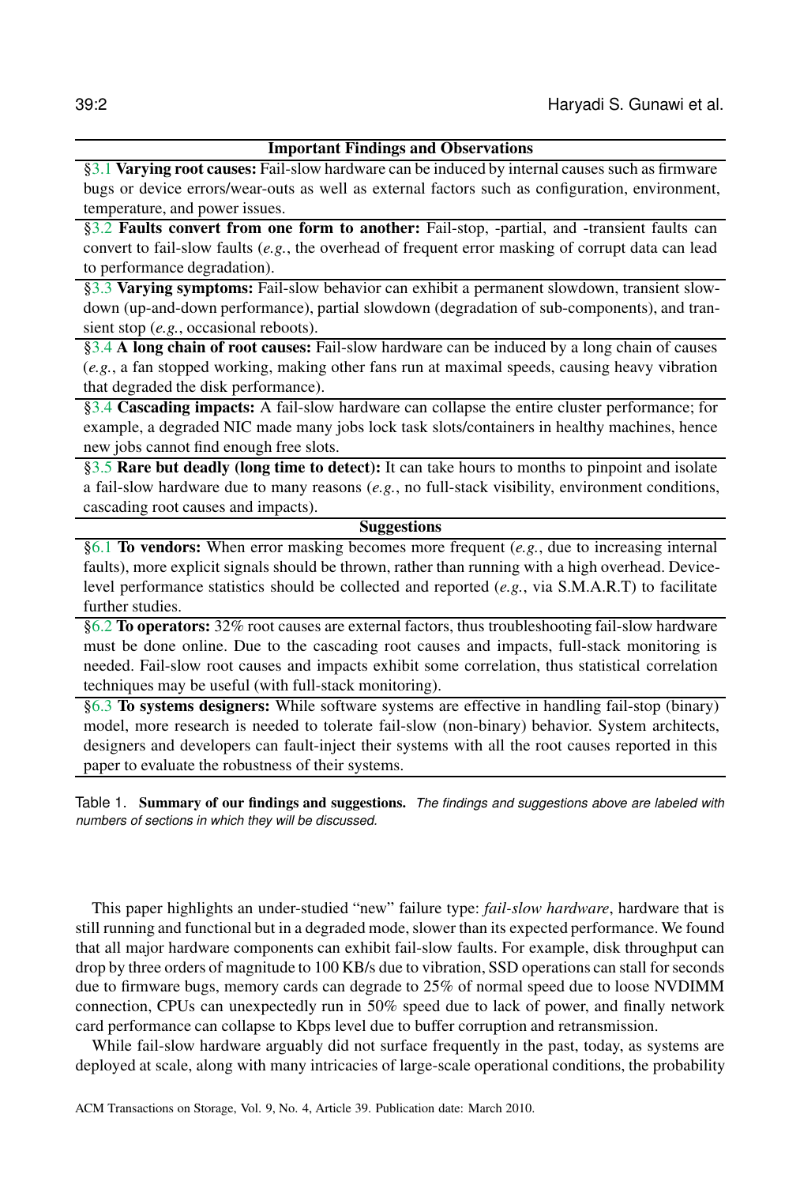| Important Findings and Observations |
| --- |
| §3.1 **Varying root causes:** Fail-slow hardware can be induced by internal causes such as firmware bugs or device errors/wear-outs as well as external factors such as configuration, environment, temperature, and power issues. |
| §3.2 **Faults convert from one form to another:** Fail-stop, -partial, and -transient faults can convert to fail-slow faults (*e.g.*, the overhead of frequent error masking of corrupt data can lead to performance degradation). |
| §3.3 **Varying symptoms:** Fail-slow behavior can exhibit a permanent slowdown, transient slowdown (up-and-down performance), partial slowdown (degradation of sub-components), and transient stop (*e.g.*, occasional reboots). |
| §3.4 **A long chain of root causes:** Fail-slow hardware can be induced by a long chain of causes (*e.g.*, a fan stopped working, making other fans run at maximal speeds, causing heavy vibration that degraded the disk performance). |
| §3.4 **Cascading impacts:** A fail-slow hardware can collapse the entire cluster performance; for example, a degraded NIC made many jobs lock task slots/containers in healthy machines, hence new jobs cannot find enough free slots. |
| §3.5 **Rare but deadly (long time to detect):** It can take hours to months to pinpoint and isolate a fail-slow hardware due to many reasons (*e.g.*, no full-stack visibility, environment conditions, cascading root causes and impacts). |
| **Suggestions** |
| §6.1 **To vendors:** When error masking becomes more frequent (*e.g.*, due to increasing internal faults), more explicit signals should be thrown, rather than running with a high overhead. Device-level performance statistics should be collected and reported (*e.g.*, via S.M.A.R.T) to facilitate further studies. |
| §6.2 **To operators:** 32% root causes are external factors, thus troubleshooting fail-slow hardware must be done online. Due to the cascading root causes and impacts, full-stack monitoring is needed. Fail-slow root causes and impacts exhibit some correlation, thus statistical correlation techniques may be useful (with full-stack monitoring). |
| §6.3 **To systems designers:** While software systems are effective in handling fail-stop (binary) model, more research is needed to tolerate fail-slow (non-binary) behavior. System architects, designers and developers can fault-inject their systems with all the root causes reported in this paper to evaluate the robustness of their systems. |

Table 1. **Summary of our findings and suggestions.** *The findings and suggestions above are labeled with numbers of sections in which they will be discussed.*

This paper highlights an under-studied "new" failure type: *fail-slow hardware*, hardware that is still running and functional but in a degraded mode, slower than its expected performance. We found that all major hardware components can exhibit fail-slow faults. For example, disk throughput can drop by three orders of magnitude to 100 KB/s due to vibration, SSD operations can stall for seconds due to firmware bugs, memory cards can degrade to 25% of normal speed due to loose NVDIMM connection, CPUs can unexpectedly run in 50% speed due to lack of power, and finally network card performance can collapse to Kbps level due to buffer corruption and retransmission.

While fail-slow hardware arguably did not surface frequently in the past, today, as systems are deployed at scale, along with many intricacies of large-scale operational conditions, the probability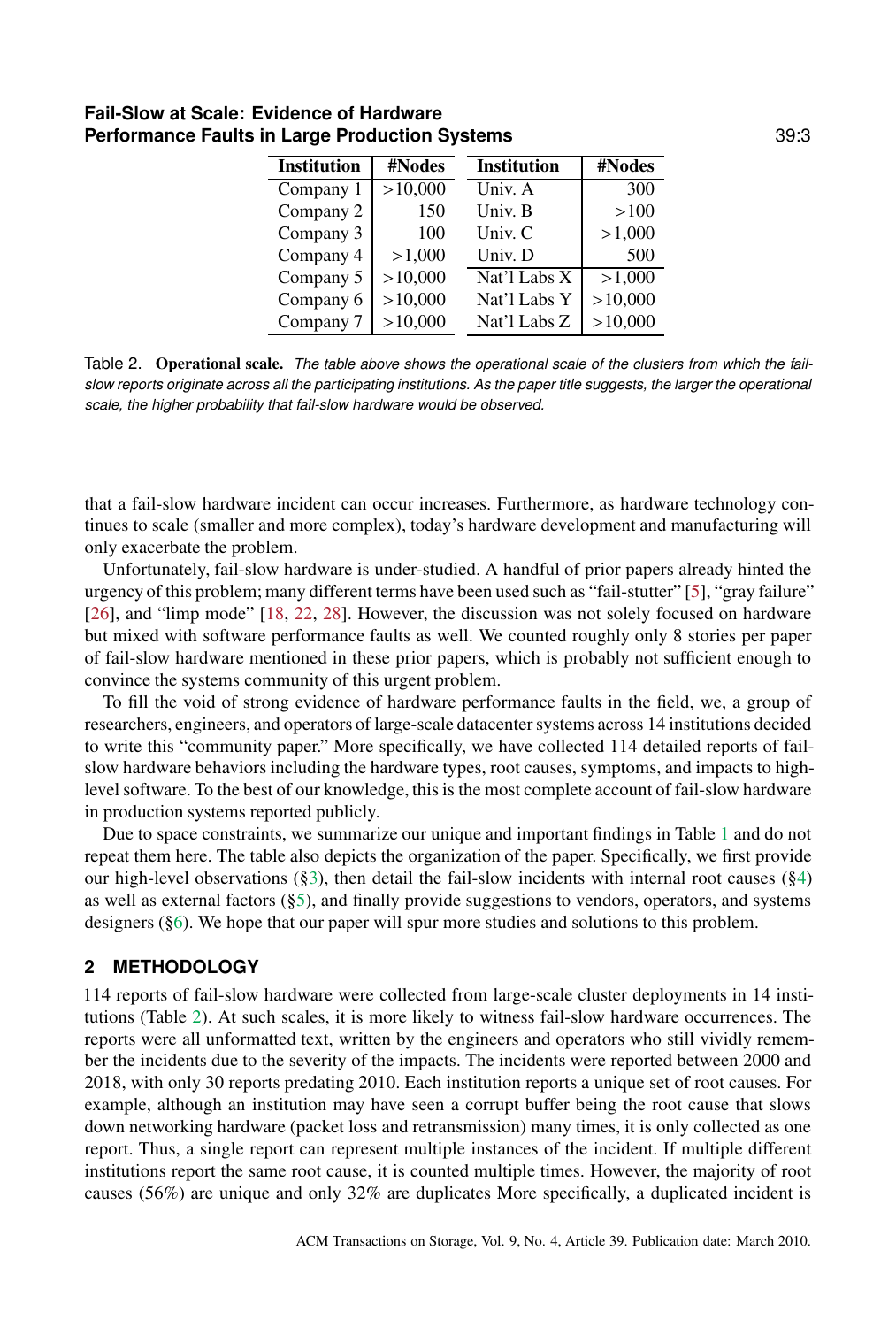| Institution | #Nodes | Institution | #Nodes |
|---|---|---|---|
| Company 1 | >10,000 | Univ. A | 300 |
| Company 2 | 150 | Univ. B | >100 |
| Company 3 | 100 | Univ. C | >1,000 |
| Company 4 | >1,000 | Univ. D | 500 |
| Company 5 | >10,000 | Nat'l Labs X | >1,000 |
| Company 6 | >10,000 | Nat'l Labs Y | >10,000 |
| Company 7 | >10,000 | Nat'l Labs Z | >10,000 |

Table 2. **Operational scale.** *The table above shows the operational scale of the clusters from which the fail-slow reports originate across all the participating institutions. As the paper title suggests, the larger the operational scale, the higher probability that fail-slow hardware would be observed.*

that a fail-slow hardware incident can occur increases. Furthermore, as hardware technology continues to scale (smaller and more complex), today's hardware development and manufacturing will only exacerbate the problem.

Unfortunately, fail-slow hardware is under-studied. A handful of prior papers already hinted the urgency of this problem; many different terms have been used such as "fail-stutter" [5], "gray failure" [26], and "limp mode" [18, 22, 28]. However, the discussion was not solely focused on hardware but mixed with software performance faults as well. We counted roughly only 8 stories per paper of fail-slow hardware mentioned in these prior papers, which is probably not sufficient enough to convince the systems community of this urgent problem.

To fill the void of strong evidence of hardware performance faults in the field, we, a group of researchers, engineers, and operators of large-scale datacenter systems across 14 institutions decided to write this "community paper." More specifically, we have collected 114 detailed reports of fail-slow hardware behaviors including the hardware types, root causes, symptoms, and impacts to high-level software. To the best of our knowledge, this is the most complete account of fail-slow hardware in production systems reported publicly.

Due to space constraints, we summarize our unique and important findings in Table 1 and do not repeat them here. The table also depicts the organization of the paper. Specifically, we first provide our high-level observations (§3), then detail the fail-slow incidents with internal root causes (§4) as well as external factors (§5), and finally provide suggestions to vendors, operators, and systems designers (§6). We hope that our paper will spur more studies and solutions to this problem.

## 2 METHODOLOGY

114 reports of fail-slow hardware were collected from large-scale cluster deployments in 14 institutions (Table 2). At such scales, it is more likely to witness fail-slow hardware occurrences. The reports were all unformatted text, written by the engineers and operators who still vividly remember the incidents due to the severity of the impacts. The incidents were reported between 2000 and 2018, with only 30 reports predating 2010. Each institution reports a unique set of root causes. For example, although an institution may have seen a corrupt buffer being the root cause that slows down networking hardware (packet loss and retransmission) many times, it is only collected as one report. Thus, a single report can represent multiple instances of the incident. If multiple different institutions report the same root cause, it is counted multiple times. However, the majority of root causes (56%) are unique and only 32% are duplicates More specifically, a duplicated incident is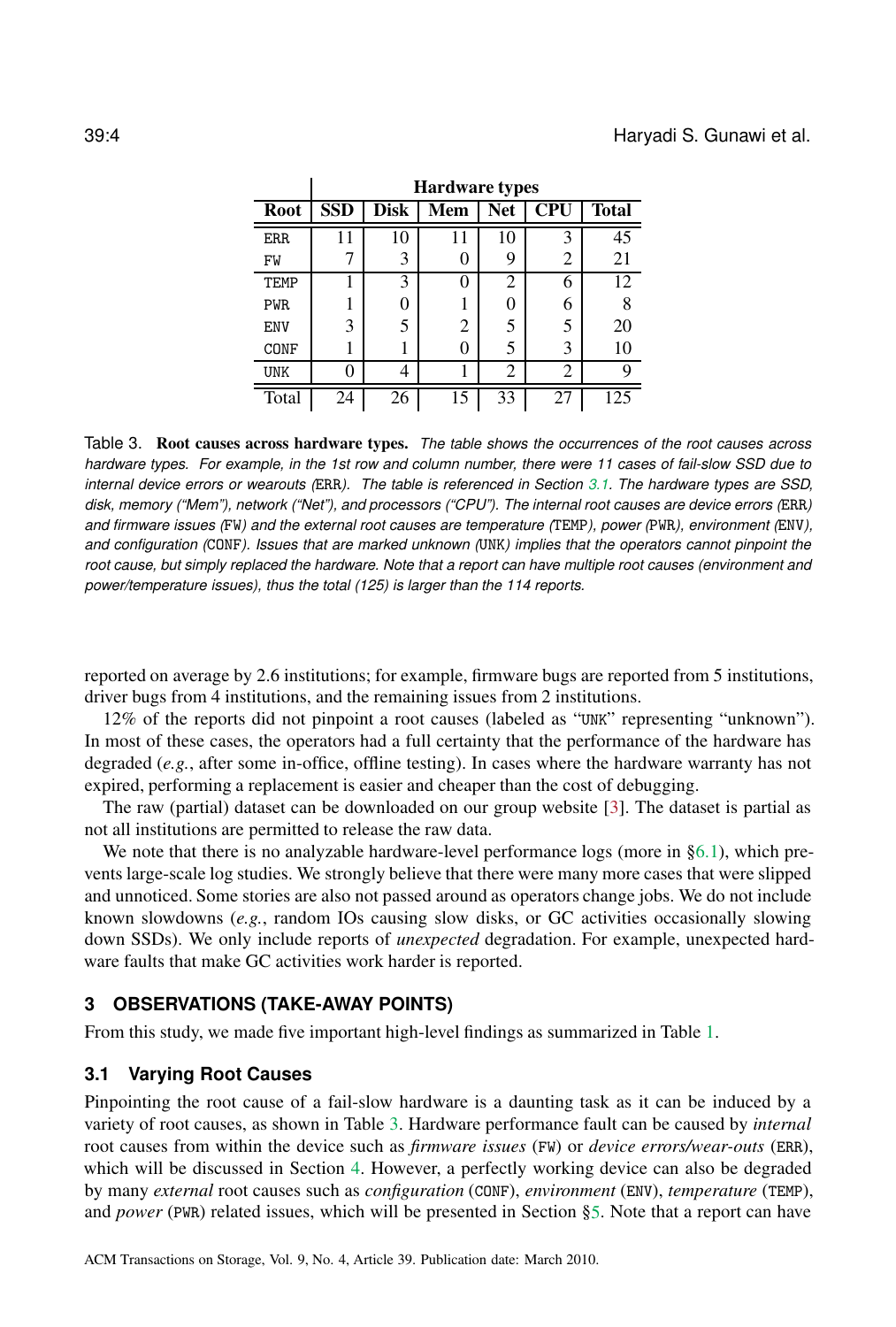| Root | SSD | Disk | Mem | Net | CPU | Total |
|---|---|---|---|---|---|---|
| ERR | 11 | 10 | 11 | 10 | 3 | 45 |
| FW | 7 | 3 | 0 | 9 | 2 | 21 |
| TEMP | 1 | 3 | 0 | 2 | 6 | 12 |
| PWR | 1 | 0 | 1 | 0 | 6 | 8 |
| ENV | 3 | 5 | 2 | 5 | 5 | 20 |
| CONF | 1 | 1 | 0 | 5 | 3 | 10 |
| UNK | 0 | 4 | 1 | 2 | 2 | 9 |
| Total | 24 | 26 | 15 | 33 | 27 | 125 |

Table 3. **Root causes across hardware types.** *The table shows the occurrences of the root causes across hardware types. For example, in the 1st row and column number, there were 11 cases of fail-slow SSD due to internal device errors or wearouts (*`ERR`*). The table is referenced in Section 3.1. The hardware types are SSD, disk, memory ("Mem"), network ("Net"), and processors ("CPU"). The internal root causes are device errors (*`ERR`*) and firmware issues (*`FW`*) and the external root causes are temperature (*`TEMP`*), power (*`PWR`*), environment (*`ENV`*), and configuration (*`CONF`*). Issues that are marked unknown (*`UNK`*) implies that the operators cannot pinpoint the root cause, but simply replaced the hardware. Note that a report can have multiple root causes (environment and power/temperature issues), thus the total (125) is larger than the 114 reports.*

reported on average by 2.6 institutions; for example, firmware bugs are reported from 5 institutions, driver bugs from 4 institutions, and the remaining issues from 2 institutions.

12% of the reports did not pinpoint a root causes (labeled as "`UNK`" representing "unknown"). In most of these cases, the operators had a full certainty that the performance of the hardware has degraded (*e.g.*, after some in-office, offline testing). In cases where the hardware warranty has not expired, performing a replacement is easier and cheaper than the cost of debugging.

The raw (partial) dataset can be downloaded on our group website [3]. The dataset is partial as not all institutions are permitted to release the raw data.

We note that there is no analyzable hardware-level performance logs (more in §6.1), which prevents large-scale log studies. We strongly believe that there were many more cases that were slipped and unnoticed. Some stories are also not passed around as operators change jobs. We do not include known slowdowns (*e.g.*, random IOs causing slow disks, or GC activities occasionally slowing down SSDs). We only include reports of *unexpected* degradation. For example, unexpected hardware faults that make GC activities work harder is reported.

## 3 OBSERVATIONS (TAKE-AWAY POINTS)

From this study, we made five important high-level findings as summarized in Table 1.

### 3.1 Varying Root Causes

Pinpointing the root cause of a fail-slow hardware is a daunting task as it can be induced by a variety of root causes, as shown in Table 3. Hardware performance fault can be caused by *internal* root causes from within the device such as *firmware issues* (`FW`) or *device errors/wear-outs* (`ERR`), which will be discussed in Section 4. However, a perfectly working device can also be degraded by many *external* root causes such as *configuration* (`CONF`), *environment* (`ENV`), *temperature* (`TEMP`), and *power* (`PWR`) related issues, which will be presented in Section §5. Note that a report can have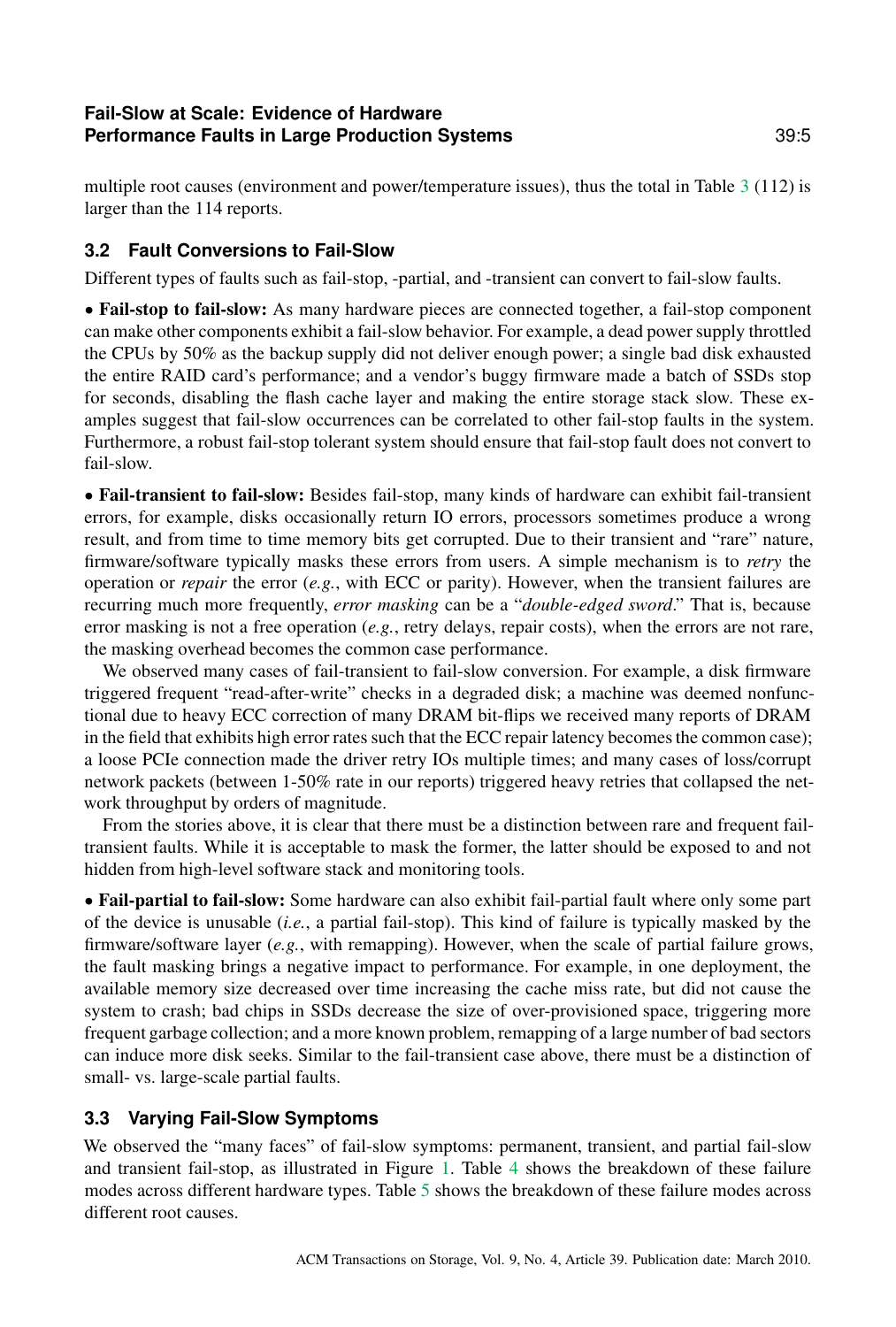multiple root causes (environment and power/temperature issues), thus the total in Table 3 (112) is larger than the 114 reports.

### 3.2 Fault Conversions to Fail-Slow

Different types of faults such as fail-stop, -partial, and -transient can convert to fail-slow faults.

• **Fail-stop to fail-slow:** As many hardware pieces are connected together, a fail-stop component can make other components exhibit a fail-slow behavior. For example, a dead power supply throttled the CPUs by 50% as the backup supply did not deliver enough power; a single bad disk exhausted the entire RAID card's performance; and a vendor's buggy firmware made a batch of SSDs stop for seconds, disabling the flash cache layer and making the entire storage stack slow. These examples suggest that fail-slow occurrences can be correlated to other fail-stop faults in the system. Furthermore, a robust fail-stop tolerant system should ensure that fail-stop fault does not convert to fail-slow.

• **Fail-transient to fail-slow:** Besides fail-stop, many kinds of hardware can exhibit fail-transient errors, for example, disks occasionally return IO errors, processors sometimes produce a wrong result, and from time to time memory bits get corrupted. Due to their transient and "rare" nature, firmware/software typically masks these errors from users. A simple mechanism is to *retry* the operation or *repair* the error (*e.g.*, with ECC or parity). However, when the transient failures are recurring much more frequently, *error masking* can be a "*double-edged sword*." That is, because error masking is not a free operation (*e.g.*, retry delays, repair costs), when the errors are not rare, the masking overhead becomes the common case performance.

We observed many cases of fail-transient to fail-slow conversion. For example, a disk firmware triggered frequent "read-after-write" checks in a degraded disk; a machine was deemed nonfunctional due to heavy ECC correction of many DRAM bit-flips we received many reports of DRAM in the field that exhibits high error rates such that the ECC repair latency becomes the common case); a loose PCIe connection made the driver retry IOs multiple times; and many cases of loss/corrupt network packets (between 1-50% rate in our reports) triggered heavy retries that collapsed the network throughput by orders of magnitude.

From the stories above, it is clear that there must be a distinction between rare and frequent fail-transient faults. While it is acceptable to mask the former, the latter should be exposed to and not hidden from high-level software stack and monitoring tools.

• **Fail-partial to fail-slow:** Some hardware can also exhibit fail-partial fault where only some part of the device is unusable (*i.e.*, a partial fail-stop). This kind of failure is typically masked by the firmware/software layer (*e.g.*, with remapping). However, when the scale of partial failure grows, the fault masking brings a negative impact to performance. For example, in one deployment, the available memory size decreased over time increasing the cache miss rate, but did not cause the system to crash; bad chips in SSDs decrease the size of over-provisioned space, triggering more frequent garbage collection; and a more known problem, remapping of a large number of bad sectors can induce more disk seeks. Similar to the fail-transient case above, there must be a distinction of small- vs. large-scale partial faults.

### 3.3 Varying Fail-Slow Symptoms

We observed the "many faces" of fail-slow symptoms: permanent, transient, and partial fail-slow and transient fail-stop, as illustrated in Figure 1. Table 4 shows the breakdown of these failure modes across different hardware types. Table 5 shows the breakdown of these failure modes across different root causes.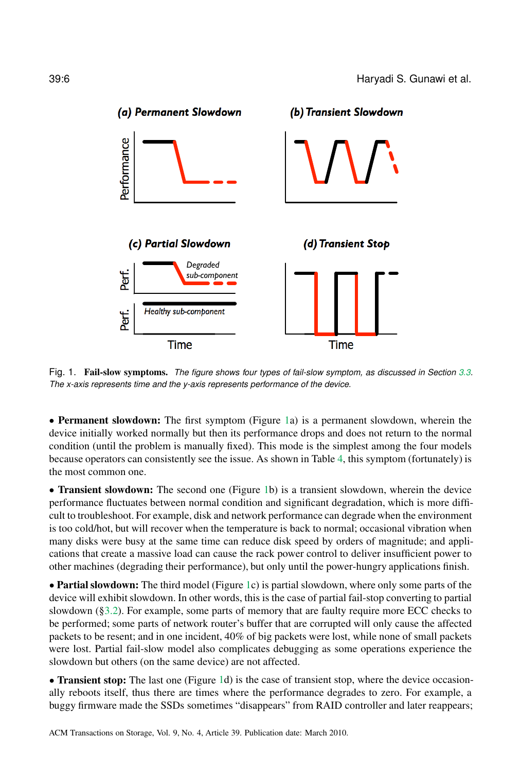Fig. 1. **Fail-slow symptoms.** *The figure shows four types of fail-slow symptom, as discussed in Section 3.3. The x-axis represents time and the y-axis represents performance of the device.*

• **Permanent slowdown:** The first symptom (Figure 1a) is a permanent slowdown, wherein the device initially worked normally but then its performance drops and does not return to the normal condition (until the problem is manually fixed). This mode is the simplest among the four models because operators can consistently see the issue. As shown in Table 4, this symptom (fortunately) is the most common one.

• **Transient slowdown:** The second one (Figure 1b) is a transient slowdown, wherein the device performance fluctuates between normal condition and significant degradation, which is more difficult to troubleshoot. For example, disk and network performance can degrade when the environment is too cold/hot, but will recover when the temperature is back to normal; occasional vibration when many disks were busy at the same time can reduce disk speed by orders of magnitude; and applications that create a massive load can cause the rack power control to deliver insufficient power to other machines (degrading their performance), but only until the power-hungry applications finish.

• **Partial slowdown:** The third model (Figure 1c) is partial slowdown, where only some parts of the device will exhibit slowdown. In other words, this is the case of partial fail-stop converting to partial slowdown (§3.2). For example, some parts of memory that are faulty require more ECC checks to be performed; some parts of network router's buffer that are corrupted will only cause the affected packets to be resent; and in one incident, 40% of big packets were lost, while none of small packets were lost. Partial fail-slow model also complicates debugging as some operations experience the slowdown but others (on the same device) are not affected.

• **Transient stop:** The last one (Figure 1d) is the case of transient stop, where the device occasionally reboots itself, thus there are times where the performance degrades to zero. For example, a buggy firmware made the SSDs sometimes "disappears" from RAID controller and later reappears;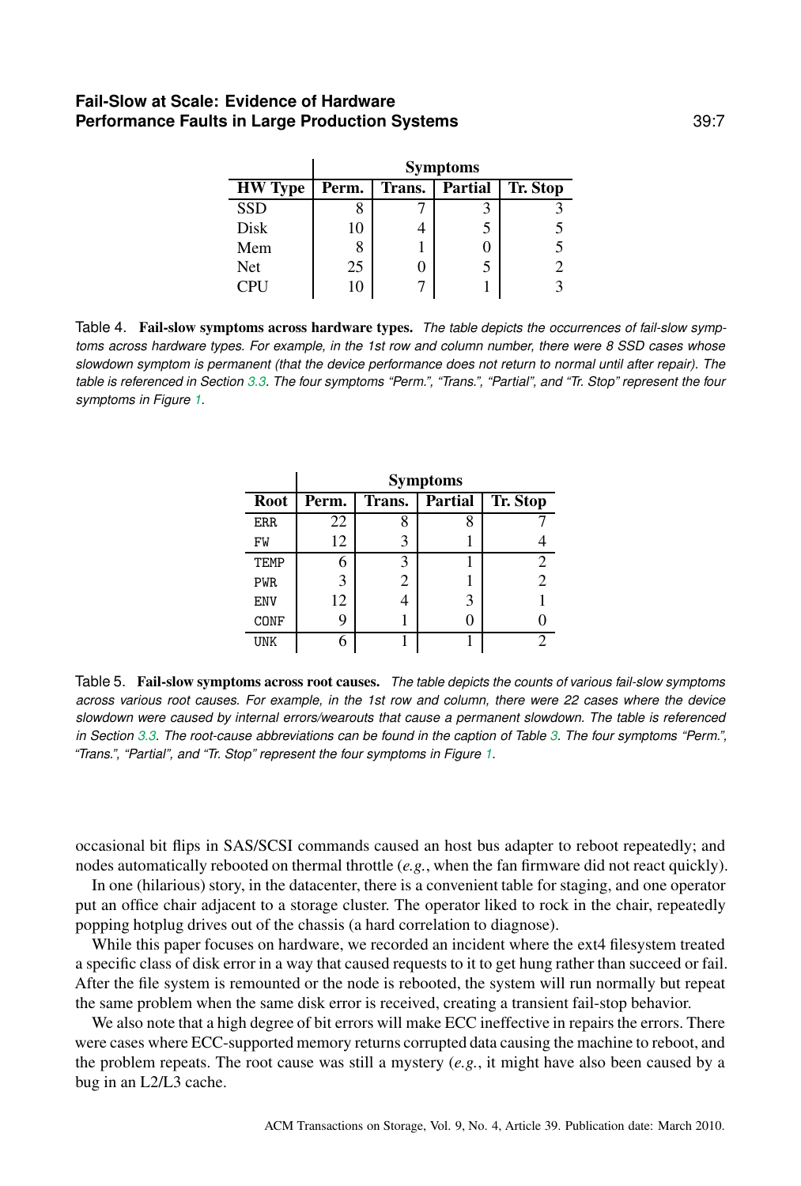| | Symptoms | | | |
|---|---|---|---|---|
| **HW Type** | **Perm.** | **Trans.** | **Partial** | **Tr. Stop** |
| SSD | 8 | 7 | 3 | 3 |
| Disk | 10 | 4 | 5 | 5 |
| Mem | 8 | 1 | 0 | 5 |
| Net | 25 | 0 | 5 | 2 |
| CPU | 10 | 7 | 1 | 3 |

Table 4. **Fail-slow symptoms across hardware types.** *The table depicts the occurrences of fail-slow symptoms across hardware types. For example, in the 1st row and column number, there were 8 SSD cases whose slowdown symptom is permanent (that the device performance does not return to normal until after repair). The table is referenced in Section 3.3. The four symptoms "Perm.", "Trans.", "Partial", and "Tr. Stop" represent the four symptoms in Figure 1.*

| | Symptoms | | | |
|---|---|---|---|---|
| **Root** | **Perm.** | **Trans.** | **Partial** | **Tr. Stop** |
| ERR | 22 | 8 | 8 | 7 |
| FW | 12 | 3 | 1 | 4 |
| TEMP | 6 | 3 | 1 | 2 |
| PWR | 3 | 2 | 1 | 2 |
| ENV | 12 | 4 | 3 | 1 |
| CONF | 9 | 1 | 0 | 0 |
| UNK | 6 | 1 | 1 | 2 |

Table 5. **Fail-slow symptoms across root causes.** *The table depicts the counts of various fail-slow symptoms across various root causes. For example, in the 1st row and column, there were 22 cases where the device slowdown were caused by internal errors/wearouts that cause a permanent slowdown. The table is referenced in Section 3.3. The root-cause abbreviations can be found in the caption of Table 3. The four symptoms "Perm.", "Trans.", "Partial", and "Tr. Stop" represent the four symptoms in Figure 1.*

occasional bit flips in SAS/SCSI commands caused an host bus adapter to reboot repeatedly; and nodes automatically rebooted on thermal throttle (*e.g.*, when the fan firmware did not react quickly).

In one (hilarious) story, in the datacenter, there is a convenient table for staging, and one operator put an office chair adjacent to a storage cluster. The operator liked to rock in the chair, repeatedly popping hotplug drives out of the chassis (a hard correlation to diagnose).

While this paper focuses on hardware, we recorded an incident where the ext4 filesystem treated a specific class of disk error in a way that caused requests to it to get hung rather than succeed or fail. After the file system is remounted or the node is rebooted, the system will run normally but repeat the same problem when the same disk error is received, creating a transient fail-stop behavior.

We also note that a high degree of bit errors will make ECC ineffective in repairs the errors. There were cases where ECC-supported memory returns corrupted data causing the machine to reboot, and the problem repeats. The root cause was still a mystery (*e.g.*, it might have also been caused by a bug in an L2/L3 cache.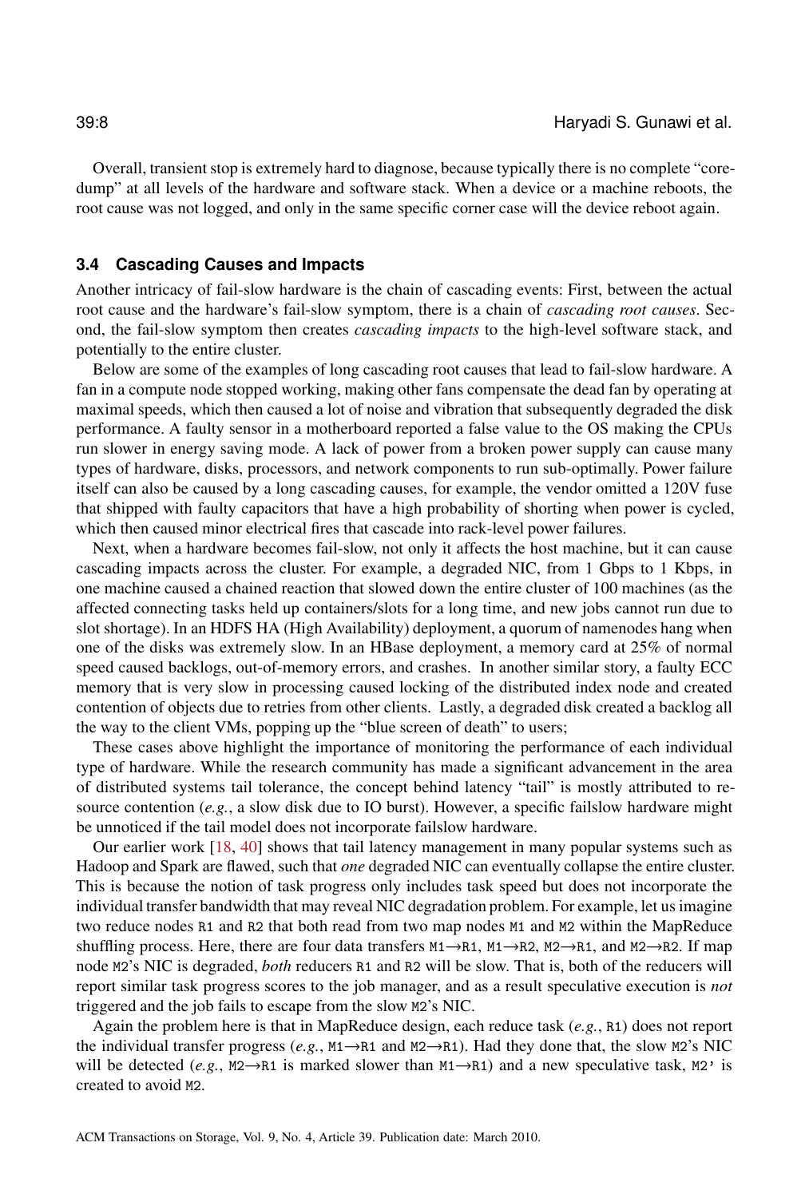Overall, transient stop is extremely hard to diagnose, because typically there is no complete "core-dump" at all levels of the hardware and software stack. When a device or a machine reboots, the root cause was not logged, and only in the same specific corner case will the device reboot again.

### 3.4 Cascading Causes and Impacts

Another intricacy of fail-slow hardware is the chain of cascading events: First, between the actual root cause and the hardware's fail-slow symptom, there is a chain of *cascading root causes*. Second, the fail-slow symptom then creates *cascading impacts* to the high-level software stack, and potentially to the entire cluster.

Below are some of the examples of long cascading root causes that lead to fail-slow hardware. A fan in a compute node stopped working, making other fans compensate the dead fan by operating at maximal speeds, which then caused a lot of noise and vibration that subsequently degraded the disk performance. A faulty sensor in a motherboard reported a false value to the OS making the CPUs run slower in energy saving mode. A lack of power from a broken power supply can cause many types of hardware, disks, processors, and network components to run sub-optimally. Power failure itself can also be caused by a long cascading causes, for example, the vendor omitted a 120V fuse that shipped with faulty capacitors that have a high probability of shorting when power is cycled, which then caused minor electrical fires that cascade into rack-level power failures.

Next, when a hardware becomes fail-slow, not only it affects the host machine, but it can cause cascading impacts across the cluster. For example, a degraded NIC, from 1 Gbps to 1 Kbps, in one machine caused a chained reaction that slowed down the entire cluster of 100 machines (as the affected connecting tasks held up containers/slots for a long time, and new jobs cannot run due to slot shortage). In an HDFS HA (High Availability) deployment, a quorum of namenodes hang when one of the disks was extremely slow. In an HBase deployment, a memory card at 25% of normal speed caused backlogs, out-of-memory errors, and crashes. In another similar story, a faulty ECC memory that is very slow in processing caused locking of the distributed index node and created contention of objects due to retries from other clients. Lastly, a degraded disk created a backlog all the way to the client VMs, popping up the "blue screen of death" to users;

These cases above highlight the importance of monitoring the performance of each individual type of hardware. While the research community has made a significant advancement in the area of distributed systems tail tolerance, the concept behind latency "tail" is mostly attributed to resource contention (*e.g.*, a slow disk due to IO burst). However, a specific failslow hardware might be unnoticed if the tail model does not incorporate failslow hardware.

Our earlier work [18, 40] shows that tail latency management in many popular systems such as Hadoop and Spark are flawed, such that *one* degraded NIC can eventually collapse the entire cluster. This is because the notion of task progress only includes task speed but does not incorporate the individual transfer bandwidth that may reveal NIC degradation problem. For example, let us imagine two reduce nodes `R1` and `R2` that both read from two map nodes `M1` and `M2` within the MapReduce shuffling process. Here, there are four data transfers `M1`→`R1`, `M1`→`R2`, `M2`→`R1`, and `M2`→`R2`. If map node `M2`'s NIC is degraded, *both* reducers `R1` and `R2` will be slow. That is, both of the reducers will report similar task progress scores to the job manager, and as a result speculative execution is *not* triggered and the job fails to escape from the slow `M2`'s NIC.

Again the problem here is that in MapReduce design, each reduce task (*e.g.*, `R1`) does not report the individual transfer progress (*e.g.*, `M1`→`R1` and `M2`→`R1`). Had they done that, the slow `M2`'s NIC will be detected (*e.g.*, `M2`→`R1` is marked slower than `M1`→`R1`) and a new speculative task, `M2'` is created to avoid `M2`.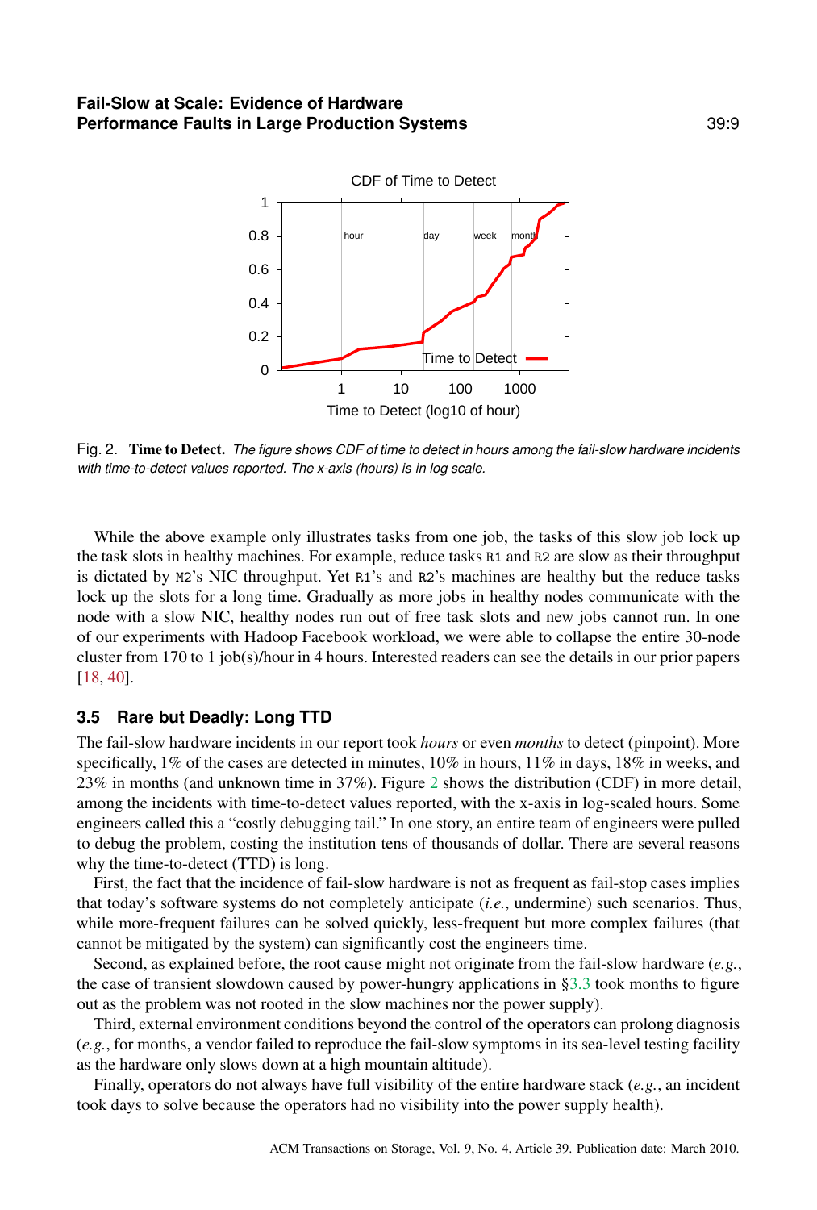Fig. 2. **Time to Detect.** *The figure shows CDF of time to detect in hours among the fail-slow hardware incidents with time-to-detect values reported. The x-axis (hours) is in log scale.*

While the above example only illustrates tasks from one job, the tasks of this slow job lock up the task slots in healthy machines. For example, reduce tasks R1 and R2 are slow as their throughput is dictated by M2's NIC throughput. Yet R1's and R2's machines are healthy but the reduce tasks lock up the slots for a long time. Gradually as more jobs in healthy nodes communicate with the node with a slow NIC, healthy nodes run out of free task slots and new jobs cannot run. In one of our experiments with Hadoop Facebook workload, we were able to collapse the entire 30-node cluster from 170 to 1 job(s)/hour in 4 hours. Interested readers can see the details in our prior papers [18, 40].

### 3.5 Rare but Deadly: Long TTD

The fail-slow hardware incidents in our report took *hours* or even *months* to detect (pinpoint). More specifically, 1% of the cases are detected in minutes, 10% in hours, 11% in days, 18% in weeks, and 23% in months (and unknown time in 37%). Figure 2 shows the distribution (CDF) in more detail, among the incidents with time-to-detect values reported, with the x-axis in log-scaled hours. Some engineers called this a "costly debugging tail." In one story, an entire team of engineers were pulled to debug the problem, costing the institution tens of thousands of dollar. There are several reasons why the time-to-detect (TTD) is long.

First, the fact that the incidence of fail-slow hardware is not as frequent as fail-stop cases implies that today's software systems do not completely anticipate (*i.e.*, undermine) such scenarios. Thus, while more-frequent failures can be solved quickly, less-frequent but more complex failures (that cannot be mitigated by the system) can significantly cost the engineers time.

Second, as explained before, the root cause might not originate from the fail-slow hardware (*e.g.*, the case of transient slowdown caused by power-hungry applications in §3.3 took months to figure out as the problem was not rooted in the slow machines nor the power supply).

Third, external environment conditions beyond the control of the operators can prolong diagnosis (*e.g.*, for months, a vendor failed to reproduce the fail-slow symptoms in its sea-level testing facility as the hardware only slows down at a high mountain altitude).

Finally, operators do not always have full visibility of the entire hardware stack (*e.g.*, an incident took days to solve because the operators had no visibility into the power supply health).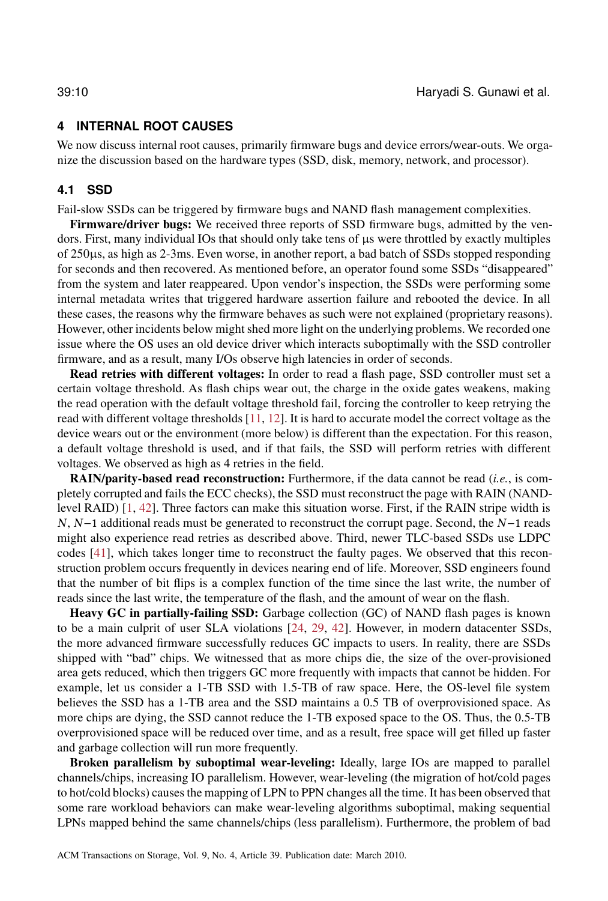## 4 INTERNAL ROOT CAUSES

We now discuss internal root causes, primarily firmware bugs and device errors/wear-outs. We organize the discussion based on the hardware types (SSD, disk, memory, network, and processor).

### 4.1 SSD

Fail-slow SSDs can be triggered by firmware bugs and NAND flash management complexities.

**Firmware/driver bugs:** We received three reports of SSD firmware bugs, admitted by the vendors. First, many individual IOs that should only take tens of μs were throttled by exactly multiples of 250μs, as high as 2-3ms. Even worse, in another report, a bad batch of SSDs stopped responding for seconds and then recovered. As mentioned before, an operator found some SSDs "disappeared" from the system and later reappeared. Upon vendor's inspection, the SSDs were performing some internal metadata writes that triggered hardware assertion failure and rebooted the device. In all these cases, the reasons why the firmware behaves as such were not explained (proprietary reasons). However, other incidents below might shed more light on the underlying problems. We recorded one issue where the OS uses an old device driver which interacts suboptimally with the SSD controller firmware, and as a result, many I/Os observe high latencies in order of seconds.

**Read retries with different voltages:** In order to read a flash page, SSD controller must set a certain voltage threshold. As flash chips wear out, the charge in the oxide gates weakens, making the read operation with the default voltage threshold fail, forcing the controller to keep retrying the read with different voltage thresholds [11, 12]. It is hard to accurate model the correct voltage as the device wears out or the environment (more below) is different than the expectation. For this reason, a default voltage threshold is used, and if that fails, the SSD will perform retries with different voltages. We observed as high as 4 retries in the field.

**RAIN/parity-based read reconstruction:** Furthermore, if the data cannot be read (*i.e.*, is completely corrupted and fails the ECC checks), the SSD must reconstruct the page with RAIN (NAND-level RAID) [1, 42]. Three factors can make this situation worse. First, if the RAIN stripe width is $N$, $N-1$ additional reads must be generated to reconstruct the corrupt page. Second, the $N-1$ reads might also experience read retries as described above. Third, newer TLC-based SSDs use LDPC codes [41], which takes longer time to reconstruct the faulty pages. We observed that this reconstruction problem occurs frequently in devices nearing end of life. Moreover, SSD engineers found that the number of bit flips is a complex function of the time since the last write, the number of reads since the last write, the temperature of the flash, and the amount of wear on the flash.

**Heavy GC in partially-failing SSD:** Garbage collection (GC) of NAND flash pages is known to be a main culprit of user SLA violations [24, 29, 42]. However, in modern datacenter SSDs, the more advanced firmware successfully reduces GC impacts to users. In reality, there are SSDs shipped with "bad" chips. We witnessed that as more chips die, the size of the over-provisioned area gets reduced, which then triggers GC more frequently with impacts that cannot be hidden. For example, let us consider a 1-TB SSD with 1.5-TB of raw space. Here, the OS-level file system believes the SSD has a 1-TB area and the SSD maintains a 0.5 TB of overprovisioned space. As more chips are dying, the SSD cannot reduce the 1-TB exposed space to the OS. Thus, the 0.5-TB overprovisioned space will be reduced over time, and as a result, free space will get filled up faster and garbage collection will run more frequently.

**Broken parallelism by suboptimal wear-leveling:** Ideally, large IOs are mapped to parallel channels/chips, increasing IO parallelism. However, wear-leveling (the migration of hot/cold pages to hot/cold blocks) causes the mapping of LPN to PPN changes all the time. It has been observed that some rare workload behaviors can make wear-leveling algorithms suboptimal, making sequential LPNs mapped behind the same channels/chips (less parallelism). Furthermore, the problem of bad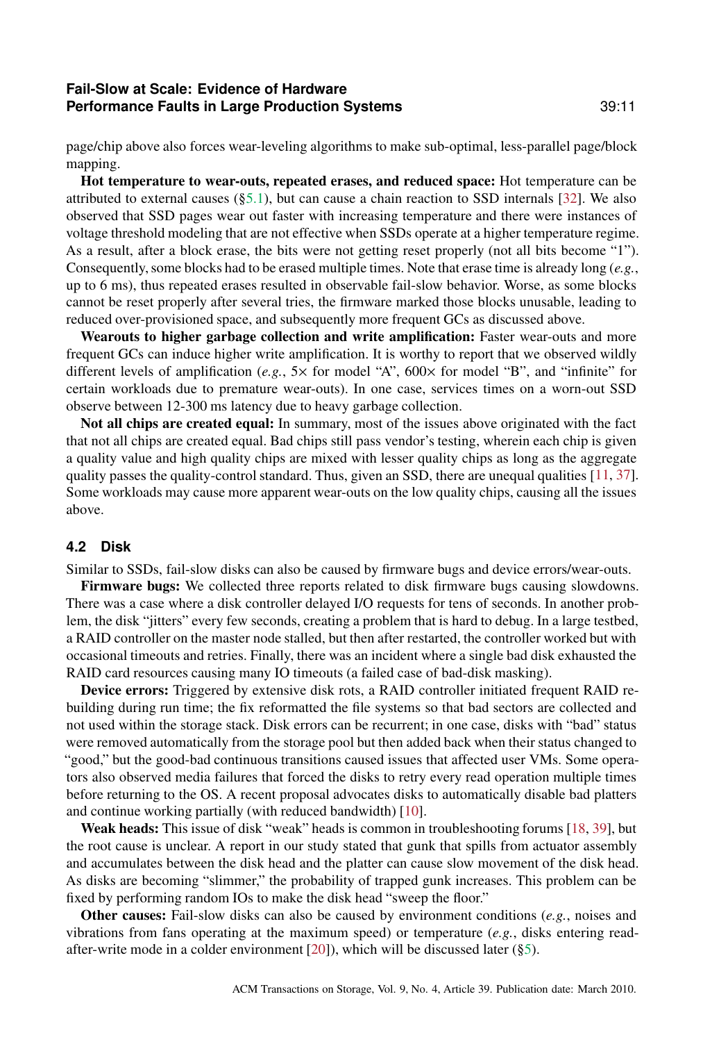page/chip above also forces wear-leveling algorithms to make sub-optimal, less-parallel page/block mapping.

**Hot temperature to wear-outs, repeated erases, and reduced space:** Hot temperature can be attributed to external causes (§5.1), but can cause a chain reaction to SSD internals [32]. We also observed that SSD pages wear out faster with increasing temperature and there were instances of voltage threshold modeling that are not effective when SSDs operate at a higher temperature regime. As a result, after a block erase, the bits were not getting reset properly (not all bits become "1"). Consequently, some blocks had to be erased multiple times. Note that erase time is already long (*e.g.*, up to 6 ms), thus repeated erases resulted in observable fail-slow behavior. Worse, as some blocks cannot be reset properly after several tries, the firmware marked those blocks unusable, leading to reduced over-provisioned space, and subsequently more frequent GCs as discussed above.

**Wearouts to higher garbage collection and write amplification:** Faster wear-outs and more frequent GCs can induce higher write amplification. It is worthy to report that we observed wildly different levels of amplification (*e.g.*, 5× for model "A", 600× for model "B", and "infinite" for certain workloads due to premature wear-outs). In one case, services times on a worn-out SSD observe between 12-300 ms latency due to heavy garbage collection.

**Not all chips are created equal:** In summary, most of the issues above originated with the fact that not all chips are created equal. Bad chips still pass vendor's testing, wherein each chip is given a quality value and high quality chips are mixed with lesser quality chips as long as the aggregate quality passes the quality-control standard. Thus, given an SSD, there are unequal qualities [11, 37]. Some workloads may cause more apparent wear-outs on the low quality chips, causing all the issues above.

### 4.2 Disk

Similar to SSDs, fail-slow disks can also be caused by firmware bugs and device errors/wear-outs.

**Firmware bugs:** We collected three reports related to disk firmware bugs causing slowdowns. There was a case where a disk controller delayed I/O requests for tens of seconds. In another problem, the disk "jitters" every few seconds, creating a problem that is hard to debug. In a large testbed, a RAID controller on the master node stalled, but then after restarted, the controller worked but with occasional timeouts and retries. Finally, there was an incident where a single bad disk exhausted the RAID card resources causing many IO timeouts (a failed case of bad-disk masking).

**Device errors:** Triggered by extensive disk rots, a RAID controller initiated frequent RAID rebuilding during run time; the fix reformatted the file systems so that bad sectors are collected and not used within the storage stack. Disk errors can be recurrent; in one case, disks with "bad" status were removed automatically from the storage pool but then added back when their status changed to "good," but the good-bad continuous transitions caused issues that affected user VMs. Some operators also observed media failures that forced the disks to retry every read operation multiple times before returning to the OS. A recent proposal advocates disks to automatically disable bad platters and continue working partially (with reduced bandwidth) [10].

**Weak heads:** This issue of disk "weak" heads is common in troubleshooting forums [18, 39], but the root cause is unclear. A report in our study stated that gunk that spills from actuator assembly and accumulates between the disk head and the platter can cause slow movement of the disk head. As disks are becoming "slimmer," the probability of trapped gunk increases. This problem can be fixed by performing random IOs to make the disk head "sweep the floor."

**Other causes:** Fail-slow disks can also be caused by environment conditions (*e.g.*, noises and vibrations from fans operating at the maximum speed) or temperature (*e.g.*, disks entering read-after-write mode in a colder environment [20]), which will be discussed later (§5).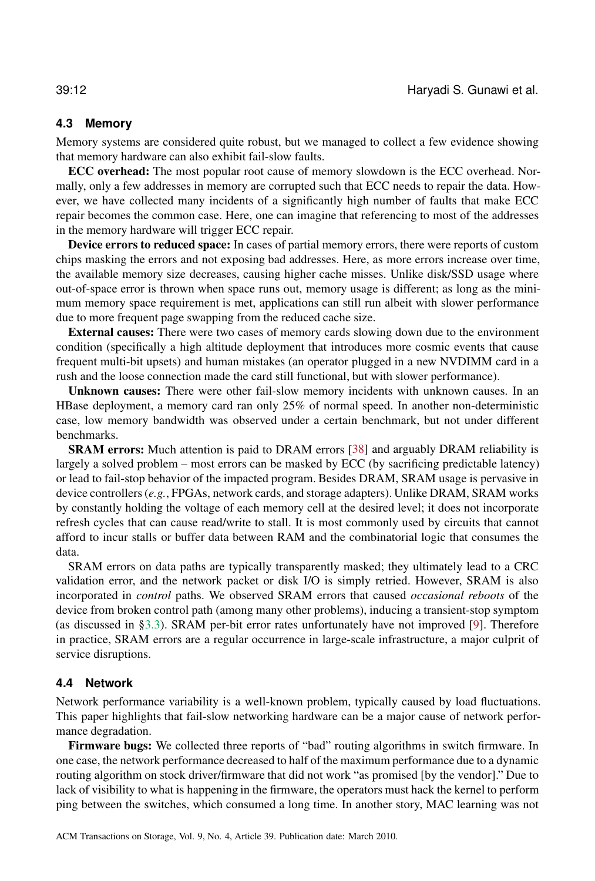### 4.3 Memory

Memory systems are considered quite robust, but we managed to collect a few evidence showing that memory hardware can also exhibit fail-slow faults.

**ECC overhead:** The most popular root cause of memory slowdown is the ECC overhead. Normally, only a few addresses in memory are corrupted such that ECC needs to repair the data. However, we have collected many incidents of a significantly high number of faults that make ECC repair becomes the common case. Here, one can imagine that referencing to most of the addresses in the memory hardware will trigger ECC repair.

**Device errors to reduced space:** In cases of partial memory errors, there were reports of custom chips masking the errors and not exposing bad addresses. Here, as more errors increase over time, the available memory size decreases, causing higher cache misses. Unlike disk/SSD usage where out-of-space error is thrown when space runs out, memory usage is different; as long as the minimum memory space requirement is met, applications can still run albeit with slower performance due to more frequent page swapping from the reduced cache size.

**External causes:** There were two cases of memory cards slowing down due to the environment condition (specifically a high altitude deployment that introduces more cosmic events that cause frequent multi-bit upsets) and human mistakes (an operator plugged in a new NVDIMM card in a rush and the loose connection made the card still functional, but with slower performance).

**Unknown causes:** There were other fail-slow memory incidents with unknown causes. In an HBase deployment, a memory card ran only 25% of normal speed. In another non-deterministic case, low memory bandwidth was observed under a certain benchmark, but not under different benchmarks.

**SRAM errors:** Much attention is paid to DRAM errors [38] and arguably DRAM reliability is largely a solved problem – most errors can be masked by ECC (by sacrificing predictable latency) or lead to fail-stop behavior of the impacted program. Besides DRAM, SRAM usage is pervasive in device controllers (*e.g.*, FPGAs, network cards, and storage adapters). Unlike DRAM, SRAM works by constantly holding the voltage of each memory cell at the desired level; it does not incorporate refresh cycles that can cause read/write to stall. It is most commonly used by circuits that cannot afford to incur stalls or buffer data between RAM and the combinatorial logic that consumes the data.

SRAM errors on data paths are typically transparently masked; they ultimately lead to a CRC validation error, and the network packet or disk I/O is simply retried. However, SRAM is also incorporated in *control* paths. We observed SRAM errors that caused *occasional reboots* of the device from broken control path (among many other problems), inducing a transient-stop symptom (as discussed in §3.3). SRAM per-bit error rates unfortunately have not improved [9]. Therefore in practice, SRAM errors are a regular occurrence in large-scale infrastructure, a major culprit of service disruptions.

### 4.4 Network

Network performance variability is a well-known problem, typically caused by load fluctuations. This paper highlights that fail-slow networking hardware can be a major cause of network performance degradation.

**Firmware bugs:** We collected three reports of "bad" routing algorithms in switch firmware. In one case, the network performance decreased to half of the maximum performance due to a dynamic routing algorithm on stock driver/firmware that did not work "as promised [by the vendor]." Due to lack of visibility to what is happening in the firmware, the operators must hack the kernel to perform ping between the switches, which consumed a long time. In another story, MAC learning was not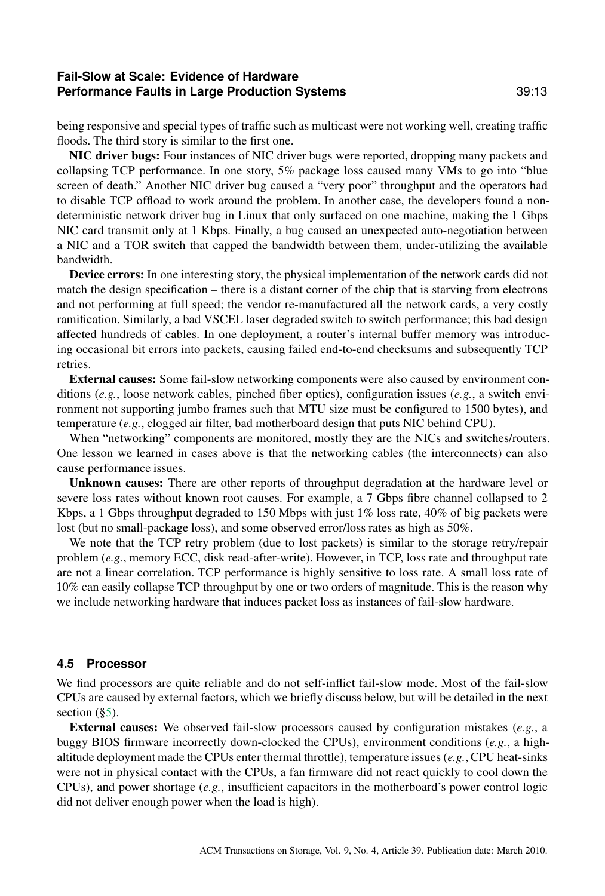being responsive and special types of traffic such as multicast were not working well, creating traffic floods. The third story is similar to the first one.

**NIC driver bugs:** Four instances of NIC driver bugs were reported, dropping many packets and collapsing TCP performance. In one story, 5% package loss caused many VMs to go into "blue screen of death." Another NIC driver bug caused a "very poor" throughput and the operators had to disable TCP offload to work around the problem. In another case, the developers found a non-deterministic network driver bug in Linux that only surfaced on one machine, making the 1 Gbps NIC card transmit only at 1 Kbps. Finally, a bug caused an unexpected auto-negotiation between a NIC and a TOR switch that capped the bandwidth between them, under-utilizing the available bandwidth.

**Device errors:** In one interesting story, the physical implementation of the network cards did not match the design specification – there is a distant corner of the chip that is starving from electrons and not performing at full speed; the vendor re-manufactured all the network cards, a very costly ramification. Similarly, a bad VSCEL laser degraded switch to switch performance; this bad design affected hundreds of cables. In one deployment, a router's internal buffer memory was introducing occasional bit errors into packets, causing failed end-to-end checksums and subsequently TCP retries.

**External causes:** Some fail-slow networking components were also caused by environment conditions (*e.g.*, loose network cables, pinched fiber optics), configuration issues (*e.g.*, a switch environment not supporting jumbo frames such that MTU size must be configured to 1500 bytes), and temperature (*e.g.*, clogged air filter, bad motherboard design that puts NIC behind CPU).

When "networking" components are monitored, mostly they are the NICs and switches/routers. One lesson we learned in cases above is that the networking cables (the interconnects) can also cause performance issues.

**Unknown causes:** There are other reports of throughput degradation at the hardware level or severe loss rates without known root causes. For example, a 7 Gbps fibre channel collapsed to 2 Kbps, a 1 Gbps throughput degraded to 150 Mbps with just 1% loss rate, 40% of big packets were lost (but no small-package loss), and some observed error/loss rates as high as 50%.

We note that the TCP retry problem (due to lost packets) is similar to the storage retry/repair problem (*e.g.*, memory ECC, disk read-after-write). However, in TCP, loss rate and throughput rate are not a linear correlation. TCP performance is highly sensitive to loss rate. A small loss rate of 10% can easily collapse TCP throughput by one or two orders of magnitude. This is the reason why we include networking hardware that induces packet loss as instances of fail-slow hardware.

### 4.5 Processor

We find processors are quite reliable and do not self-inflict fail-slow mode. Most of the fail-slow CPUs are caused by external factors, which we briefly discuss below, but will be detailed in the next section (§5).

**External causes:** We observed fail-slow processors caused by configuration mistakes (*e.g.*, a buggy BIOS firmware incorrectly down-clocked the CPUs), environment conditions (*e.g.*, a high-altitude deployment made the CPUs enter thermal throttle), temperature issues (*e.g.*, CPU heat-sinks were not in physical contact with the CPUs, a fan firmware did not react quickly to cool down the CPUs), and power shortage (*e.g.*, insufficient capacitors in the motherboard's power control logic did not deliver enough power when the load is high).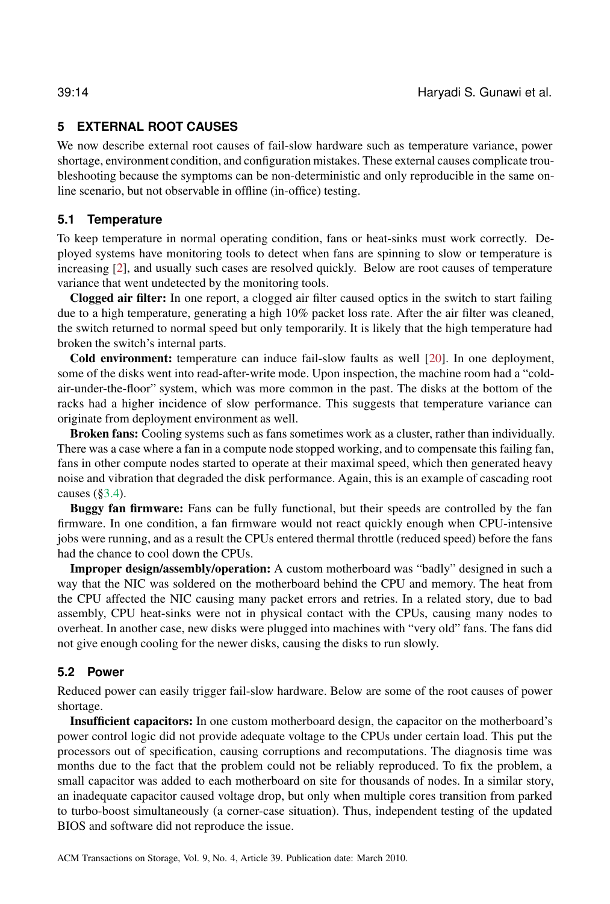## 5 EXTERNAL ROOT CAUSES

We now describe external root causes of fail-slow hardware such as temperature variance, power shortage, environment condition, and configuration mistakes. These external causes complicate troubleshooting because the symptoms can be non-deterministic and only reproducible in the same online scenario, but not observable in offline (in-office) testing.

### 5.1 Temperature

To keep temperature in normal operating condition, fans or heat-sinks must work correctly. Deployed systems have monitoring tools to detect when fans are spinning to slow or temperature is increasing [2], and usually such cases are resolved quickly. Below are root causes of temperature variance that went undetected by the monitoring tools.

**Clogged air filter:** In one report, a clogged air filter caused optics in the switch to start failing due to a high temperature, generating a high 10% packet loss rate. After the air filter was cleaned, the switch returned to normal speed but only temporarily. It is likely that the high temperature had broken the switch's internal parts.

**Cold environment:** temperature can induce fail-slow faults as well [20]. In one deployment, some of the disks went into read-after-write mode. Upon inspection, the machine room had a "cold-air-under-the-floor" system, which was more common in the past. The disks at the bottom of the racks had a higher incidence of slow performance. This suggests that temperature variance can originate from deployment environment as well.

**Broken fans:** Cooling systems such as fans sometimes work as a cluster, rather than individually. There was a case where a fan in a compute node stopped working, and to compensate this failing fan, fans in other compute nodes started to operate at their maximal speed, which then generated heavy noise and vibration that degraded the disk performance. Again, this is an example of cascading root causes (§3.4).

**Buggy fan firmware:** Fans can be fully functional, but their speeds are controlled by the fan firmware. In one condition, a fan firmware would not react quickly enough when CPU-intensive jobs were running, and as a result the CPUs entered thermal throttle (reduced speed) before the fans had the chance to cool down the CPUs.

**Improper design/assembly/operation:** A custom motherboard was "badly" designed in such a way that the NIC was soldered on the motherboard behind the CPU and memory. The heat from the CPU affected the NIC causing many packet errors and retries. In a related story, due to bad assembly, CPU heat-sinks were not in physical contact with the CPUs, causing many nodes to overheat. In another case, new disks were plugged into machines with "very old" fans. The fans did not give enough cooling for the newer disks, causing the disks to run slowly.

### 5.2 Power

Reduced power can easily trigger fail-slow hardware. Below are some of the root causes of power shortage.

**Insufficient capacitors:** In one custom motherboard design, the capacitor on the motherboard's power control logic did not provide adequate voltage to the CPUs under certain load. This put the processors out of specification, causing corruptions and recomputations. The diagnosis time was months due to the fact that the problem could not be reliably reproduced. To fix the problem, a small capacitor was added to each motherboard on site for thousands of nodes. In a similar story, an inadequate capacitor caused voltage drop, but only when multiple cores transition from parked to turbo-boost simultaneously (a corner-case situation). Thus, independent testing of the updated BIOS and software did not reproduce the issue.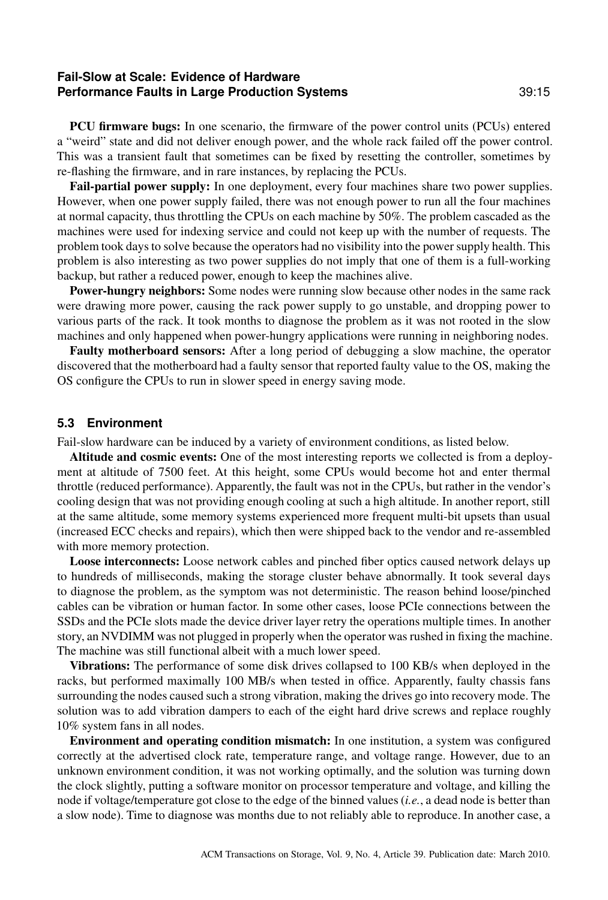**PCU firmware bugs:** In one scenario, the firmware of the power control units (PCUs) entered a "weird" state and did not deliver enough power, and the whole rack failed off the power control. This was a transient fault that sometimes can be fixed by resetting the controller, sometimes by re-flashing the firmware, and in rare instances, by replacing the PCUs.

**Fail-partial power supply:** In one deployment, every four machines share two power supplies. However, when one power supply failed, there was not enough power to run all the four machines at normal capacity, thus throttling the CPUs on each machine by 50%. The problem cascaded as the machines were used for indexing service and could not keep up with the number of requests. The problem took days to solve because the operators had no visibility into the power supply health. This problem is also interesting as two power supplies do not imply that one of them is a full-working backup, but rather a reduced power, enough to keep the machines alive.

**Power-hungry neighbors:** Some nodes were running slow because other nodes in the same rack were drawing more power, causing the rack power supply to go unstable, and dropping power to various parts of the rack. It took months to diagnose the problem as it was not rooted in the slow machines and only happened when power-hungry applications were running in neighboring nodes.

**Faulty motherboard sensors:** After a long period of debugging a slow machine, the operator discovered that the motherboard had a faulty sensor that reported faulty value to the OS, making the OS configure the CPUs to run in slower speed in energy saving mode.

### 5.3 Environment

Fail-slow hardware can be induced by a variety of environment conditions, as listed below.

**Altitude and cosmic events:** One of the most interesting reports we collected is from a deployment at altitude of 7500 feet. At this height, some CPUs would become hot and enter thermal throttle (reduced performance). Apparently, the fault was not in the CPUs, but rather in the vendor's cooling design that was not providing enough cooling at such a high altitude. In another report, still at the same altitude, some memory systems experienced more frequent multi-bit upsets than usual (increased ECC checks and repairs), which then were shipped back to the vendor and re-assembled with more memory protection.

**Loose interconnects:** Loose network cables and pinched fiber optics caused network delays up to hundreds of milliseconds, making the storage cluster behave abnormally. It took several days to diagnose the problem, as the symptom was not deterministic. The reason behind loose/pinched cables can be vibration or human factor. In some other cases, loose PCIe connections between the SSDs and the PCIe slots made the device driver layer retry the operations multiple times. In another story, an NVDIMM was not plugged in properly when the operator was rushed in fixing the machine. The machine was still functional albeit with a much lower speed.

**Vibrations:** The performance of some disk drives collapsed to 100 KB/s when deployed in the racks, but performed maximally 100 MB/s when tested in office. Apparently, faulty chassis fans surrounding the nodes caused such a strong vibration, making the drives go into recovery mode. The solution was to add vibration dampers to each of the eight hard drive screws and replace roughly 10% system fans in all nodes.

**Environment and operating condition mismatch:** In one institution, a system was configured correctly at the advertised clock rate, temperature range, and voltage range. However, due to an unknown environment condition, it was not working optimally, and the solution was turning down the clock slightly, putting a software monitor on processor temperature and voltage, and killing the node if voltage/temperature got close to the edge of the binned values (*i.e.*, a dead node is better than a slow node). Time to diagnose was months due to not reliably able to reproduce. In another case, a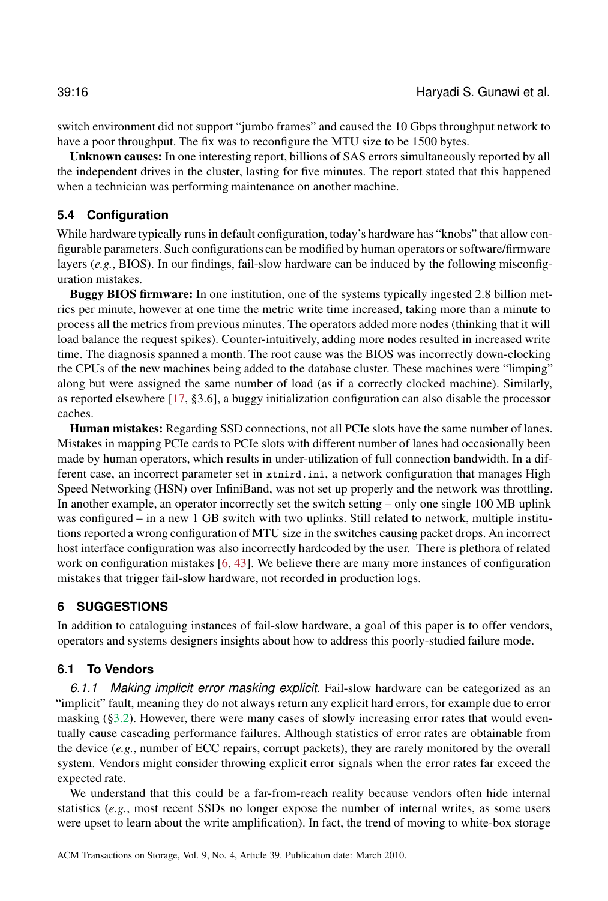switch environment did not support "jumbo frames" and caused the 10 Gbps throughput network to have a poor throughput. The fix was to reconfigure the MTU size to be 1500 bytes.

**Unknown causes:** In one interesting report, billions of SAS errors simultaneously reported by all the independent drives in the cluster, lasting for five minutes. The report stated that this happened when a technician was performing maintenance on another machine.

### 5.4 Configuration

While hardware typically runs in default configuration, today's hardware has "knobs" that allow configurable parameters. Such configurations can be modified by human operators or software/firmware layers (*e.g.*, BIOS). In our findings, fail-slow hardware can be induced by the following misconfiguration mistakes.

**Buggy BIOS firmware:** In one institution, one of the systems typically ingested 2.8 billion metrics per minute, however at one time the metric write time increased, taking more than a minute to process all the metrics from previous minutes. The operators added more nodes (thinking that it will load balance the request spikes). Counter-intuitively, adding more nodes resulted in increased write time. The diagnosis spanned a month. The root cause was the BIOS was incorrectly down-clocking the CPUs of the new machines being added to the database cluster. These machines were "limping" along but were assigned the same number of load (as if a correctly clocked machine). Similarly, as reported elsewhere [17, §3.6], a buggy initialization configuration can also disable the processor caches.

**Human mistakes:** Regarding SSD connections, not all PCIe slots have the same number of lanes. Mistakes in mapping PCIe cards to PCIe slots with different number of lanes had occasionally been made by human operators, which results in under-utilization of full connection bandwidth. In a different case, an incorrect parameter set in `xtnird.ini`, a network configuration that manages High Speed Networking (HSN) over InfiniBand, was not set up properly and the network was throttling. In another example, an operator incorrectly set the switch setting – only one single 100 MB uplink was configured – in a new 1 GB switch with two uplinks. Still related to network, multiple institutions reported a wrong configuration of MTU size in the switches causing packet drops. An incorrect host interface configuration was also incorrectly hardcoded by the user. There is plethora of related work on configuration mistakes [6, 43]. We believe there are many more instances of configuration mistakes that trigger fail-slow hardware, not recorded in production logs.

## 6 SUGGESTIONS

In addition to cataloguing instances of fail-slow hardware, a goal of this paper is to offer vendors, operators and systems designers insights about how to address this poorly-studied failure mode.

### 6.1 To Vendors

*6.1.1 Making implicit error masking explicit.* Fail-slow hardware can be categorized as an "implicit" fault, meaning they do not always return any explicit hard errors, for example due to error masking (§3.2). However, there were many cases of slowly increasing error rates that would eventually cause cascading performance failures. Although statistics of error rates are obtainable from the device (*e.g.*, number of ECC repairs, corrupt packets), they are rarely monitored by the overall system. Vendors might consider throwing explicit error signals when the error rates far exceed the expected rate.

We understand that this could be a far-from-reach reality because vendors often hide internal statistics (*e.g.*, most recent SSDs no longer expose the number of internal writes, as some users were upset to learn about the write amplification). In fact, the trend of moving to white-box storage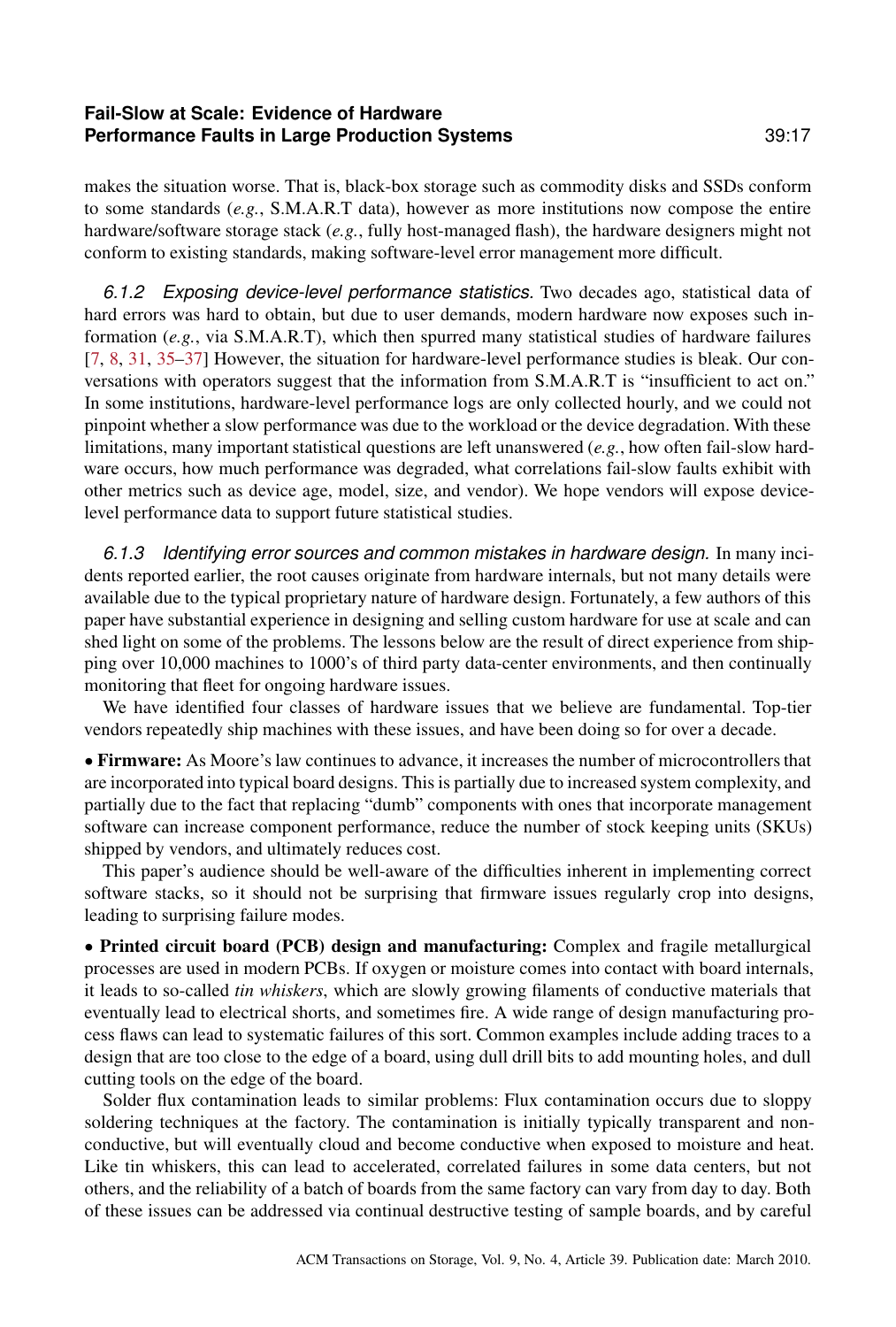makes the situation worse. That is, black-box storage such as commodity disks and SSDs conform to some standards (*e.g.*, S.M.A.R.T data), however as more institutions now compose the entire hardware/software storage stack (*e.g.*, fully host-managed flash), the hardware designers might not conform to existing standards, making software-level error management more difficult.

*6.1.2 Exposing device-level performance statistics.* Two decades ago, statistical data of hard errors was hard to obtain, but due to user demands, modern hardware now exposes such information (*e.g.*, via S.M.A.R.T), which then spurred many statistical studies of hardware failures [7, 8, 31, 35–37] However, the situation for hardware-level performance studies is bleak. Our conversations with operators suggest that the information from S.M.A.R.T is "insufficient to act on." In some institutions, hardware-level performance logs are only collected hourly, and we could not pinpoint whether a slow performance was due to the workload or the device degradation. With these limitations, many important statistical questions are left unanswered (*e.g.*, how often fail-slow hardware occurs, how much performance was degraded, what correlations fail-slow faults exhibit with other metrics such as device age, model, size, and vendor). We hope vendors will expose device-level performance data to support future statistical studies.

*6.1.3 Identifying error sources and common mistakes in hardware design.* In many incidents reported earlier, the root causes originate from hardware internals, but not many details were available due to the typical proprietary nature of hardware design. Fortunately, a few authors of this paper have substantial experience in designing and selling custom hardware for use at scale and can shed light on some of the problems. The lessons below are the result of direct experience from shipping over 10,000 machines to 1000's of third party data-center environments, and then continually monitoring that fleet for ongoing hardware issues.

We have identified four classes of hardware issues that we believe are fundamental. Top-tier vendors repeatedly ship machines with these issues, and have been doing so for over a decade.

• **Firmware:** As Moore's law continues to advance, it increases the number of microcontrollers that are incorporated into typical board designs. This is partially due to increased system complexity, and partially due to the fact that replacing "dumb" components with ones that incorporate management software can increase component performance, reduce the number of stock keeping units (SKUs) shipped by vendors, and ultimately reduces cost.

This paper's audience should be well-aware of the difficulties inherent in implementing correct software stacks, so it should not be surprising that firmware issues regularly crop into designs, leading to surprising failure modes.

• **Printed circuit board (PCB) design and manufacturing:** Complex and fragile metallurgical processes are used in modern PCBs. If oxygen or moisture comes into contact with board internals, it leads to so-called *tin whiskers*, which are slowly growing filaments of conductive materials that eventually lead to electrical shorts, and sometimes fire. A wide range of design manufacturing process flaws can lead to systematic failures of this sort. Common examples include adding traces to a design that are too close to the edge of a board, using dull drill bits to add mounting holes, and dull cutting tools on the edge of the board.

Solder flux contamination leads to similar problems: Flux contamination occurs due to sloppy soldering techniques at the factory. The contamination is initially typically transparent and non-conductive, but will eventually cloud and become conductive when exposed to moisture and heat. Like tin whiskers, this can lead to accelerated, correlated failures in some data centers, but not others, and the reliability of a batch of boards from the same factory can vary from day to day. Both of these issues can be addressed via continual destructive testing of sample boards, and by careful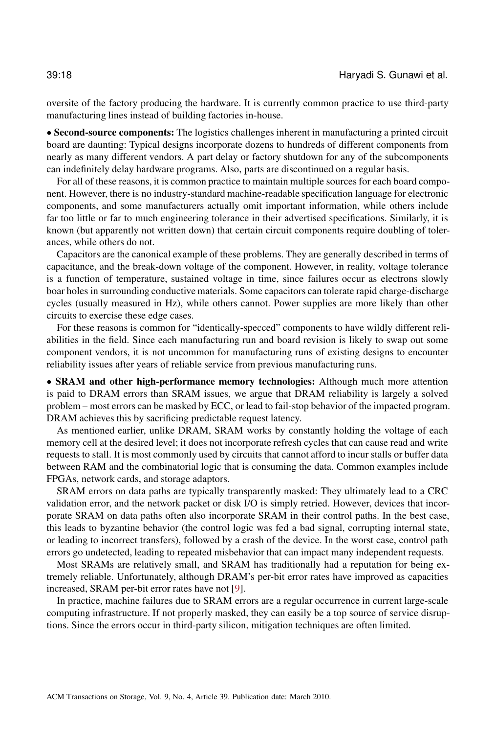oversite of the factory producing the hardware. It is currently common practice to use third-party manufacturing lines instead of building factories in-house.

• **Second-source components:** The logistics challenges inherent in manufacturing a printed circuit board are daunting: Typical designs incorporate dozens to hundreds of different components from nearly as many different vendors. A part delay or factory shutdown for any of the subcomponents can indefinitely delay hardware programs. Also, parts are discontinued on a regular basis.

For all of these reasons, it is common practice to maintain multiple sources for each board component. However, there is no industry-standard machine-readable specification language for electronic components, and some manufacturers actually omit important information, while others include far too little or far to much engineering tolerance in their advertised specifications. Similarly, it is known (but apparently not written down) that certain circuit components require doubling of tolerances, while others do not.

Capacitors are the canonical example of these problems. They are generally described in terms of capacitance, and the break-down voltage of the component. However, in reality, voltage tolerance is a function of temperature, sustained voltage in time, since failures occur as electrons slowly boar holes in surrounding conductive materials. Some capacitors can tolerate rapid charge-discharge cycles (usually measured in Hz), while others cannot. Power supplies are more likely than other circuits to exercise these edge cases.

For these reasons is common for "identically-specced" components to have wildly different reliabilities in the field. Since each manufacturing run and board revision is likely to swap out some component vendors, it is not uncommon for manufacturing runs of existing designs to encounter reliability issues after years of reliable service from previous manufacturing runs.

• **SRAM and other high-performance memory technologies:** Although much more attention is paid to DRAM errors than SRAM issues, we argue that DRAM reliability is largely a solved problem – most errors can be masked by ECC, or lead to fail-stop behavior of the impacted program. DRAM achieves this by sacrificing predictable request latency.

As mentioned earlier, unlike DRAM, SRAM works by constantly holding the voltage of each memory cell at the desired level; it does not incorporate refresh cycles that can cause read and write requests to stall. It is most commonly used by circuits that cannot afford to incur stalls or buffer data between RAM and the combinatorial logic that is consuming the data. Common examples include FPGAs, network cards, and storage adaptors.

SRAM errors on data paths are typically transparently masked: They ultimately lead to a CRC validation error, and the network packet or disk I/O is simply retried. However, devices that incorporate SRAM on data paths often also incorporate SRAM in their control paths. In the best case, this leads to byzantine behavior (the control logic was fed a bad signal, corrupting internal state, or leading to incorrect transfers), followed by a crash of the device. In the worst case, control path errors go undetected, leading to repeated misbehavior that can impact many independent requests.

Most SRAMs are relatively small, and SRAM has traditionally had a reputation for being extremely reliable. Unfortunately, although DRAM's per-bit error rates have improved as capacities increased, SRAM per-bit error rates have not [9].

In practice, machine failures due to SRAM errors are a regular occurrence in current large-scale computing infrastructure. If not properly masked, they can easily be a top source of service disruptions. Since the errors occur in third-party silicon, mitigation techniques are often limited.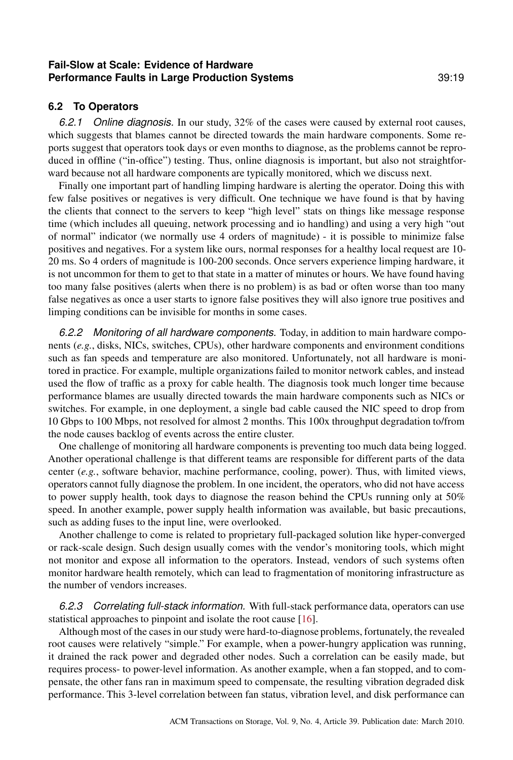### 6.2 To Operators

*6.2.1 Online diagnosis.* In our study, 32% of the cases were caused by external root causes, which suggests that blames cannot be directed towards the main hardware components. Some reports suggest that operators took days or even months to diagnose, as the problems cannot be reproduced in offline ("in-office") testing. Thus, online diagnosis is important, but also not straightforward because not all hardware components are typically monitored, which we discuss next.

Finally one important part of handling limping hardware is alerting the operator. Doing this with few false positives or negatives is very difficult. One technique we have found is that by having the clients that connect to the servers to keep "high level" stats on things like message response time (which includes all queuing, network processing and io handling) and using a very high "out of normal" indicator (we normally use 4 orders of magnitude) - it is possible to minimize false positives and negatives. For a system like ours, normal responses for a healthy local request are 10-20 ms. So 4 orders of magnitude is 100-200 seconds. Once servers experience limping hardware, it is not uncommon for them to get to that state in a matter of minutes or hours. We have found having too many false positives (alerts when there is no problem) is as bad or often worse than too many false negatives as once a user starts to ignore false positives they will also ignore true positives and limping conditions can be invisible for months in some cases.

*6.2.2 Monitoring of all hardware components.* Today, in addition to main hardware components (*e.g.*, disks, NICs, switches, CPUs), other hardware components and environment conditions such as fan speeds and temperature are also monitored. Unfortunately, not all hardware is monitored in practice. For example, multiple organizations failed to monitor network cables, and instead used the flow of traffic as a proxy for cable health. The diagnosis took much longer time because performance blames are usually directed towards the main hardware components such as NICs or switches. For example, in one deployment, a single bad cable caused the NIC speed to drop from 10 Gbps to 100 Mbps, not resolved for almost 2 months. This 100x throughput degradation to/from the node causes backlog of events across the entire cluster.

One challenge of monitoring all hardware components is preventing too much data being logged. Another operational challenge is that different teams are responsible for different parts of the data center (*e.g.*, software behavior, machine performance, cooling, power). Thus, with limited views, operators cannot fully diagnose the problem. In one incident, the operators, who did not have access to power supply health, took days to diagnose the reason behind the CPUs running only at 50% speed. In another example, power supply health information was available, but basic precautions, such as adding fuses to the input line, were overlooked.

Another challenge to come is related to proprietary full-packaged solution like hyper-converged or rack-scale design. Such design usually comes with the vendor's monitoring tools, which might not monitor and expose all information to the operators. Instead, vendors of such systems often monitor hardware health remotely, which can lead to fragmentation of monitoring infrastructure as the number of vendors increases.

*6.2.3 Correlating full-stack information.* With full-stack performance data, operators can use statistical approaches to pinpoint and isolate the root cause [16].

Although most of the cases in our study were hard-to-diagnose problems, fortunately, the revealed root causes were relatively "simple." For example, when a power-hungry application was running, it drained the rack power and degraded other nodes. Such a correlation can be easily made, but requires process- to power-level information. As another example, when a fan stopped, and to compensate, the other fans ran in maximum speed to compensate, the resulting vibration degraded disk performance. This 3-level correlation between fan status, vibration level, and disk performance can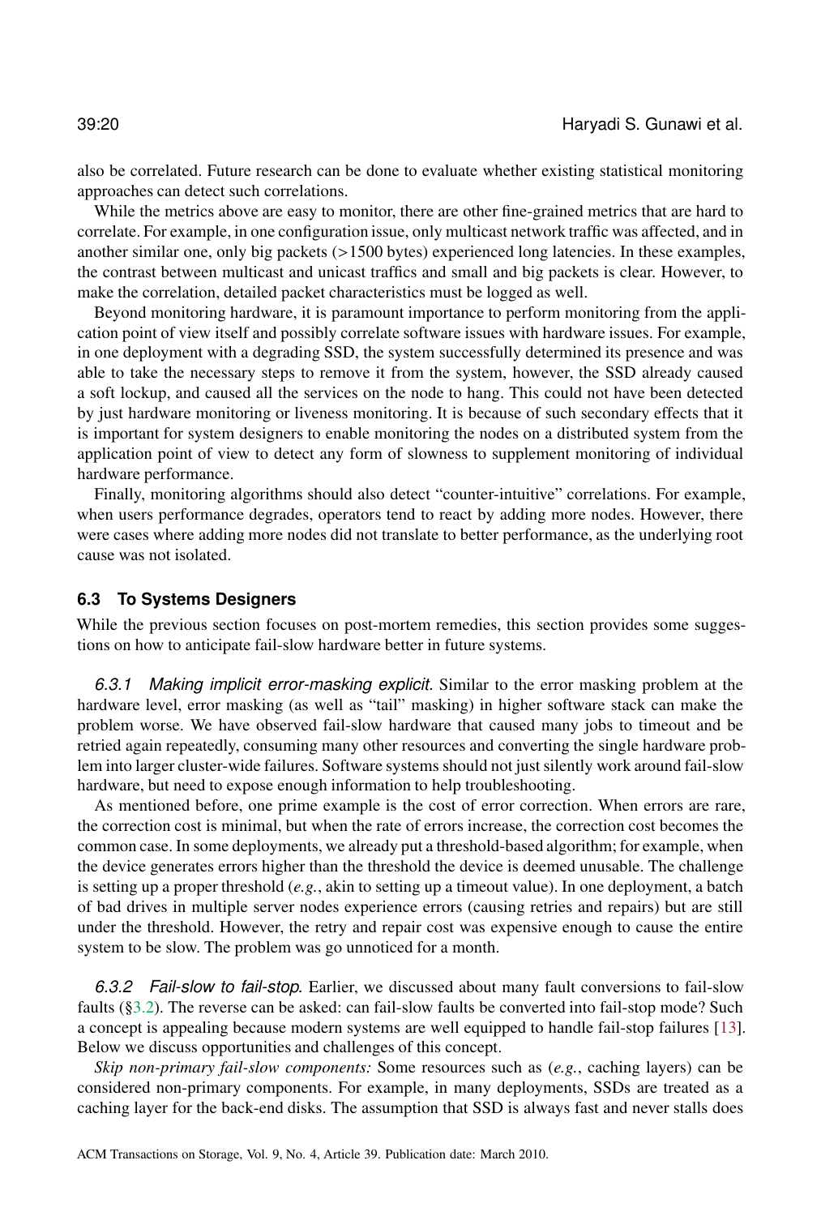also be correlated. Future research can be done to evaluate whether existing statistical monitoring approaches can detect such correlations.

While the metrics above are easy to monitor, there are other fine-grained metrics that are hard to correlate. For example, in one configuration issue, only multicast network traffic was affected, and in another similar one, only big packets (>1500 bytes) experienced long latencies. In these examples, the contrast between multicast and unicast traffics and small and big packets is clear. However, to make the correlation, detailed packet characteristics must be logged as well.

Beyond monitoring hardware, it is paramount importance to perform monitoring from the application point of view itself and possibly correlate software issues with hardware issues. For example, in one deployment with a degrading SSD, the system successfully determined its presence and was able to take the necessary steps to remove it from the system, however, the SSD already caused a soft lockup, and caused all the services on the node to hang. This could not have been detected by just hardware monitoring or liveness monitoring. It is because of such secondary effects that it is important for system designers to enable monitoring the nodes on a distributed system from the application point of view to detect any form of slowness to supplement monitoring of individual hardware performance.

Finally, monitoring algorithms should also detect "counter-intuitive" correlations. For example, when users performance degrades, operators tend to react by adding more nodes. However, there were cases where adding more nodes did not translate to better performance, as the underlying root cause was not isolated.

### 6.3 To Systems Designers

While the previous section focuses on post-mortem remedies, this section provides some suggestions on how to anticipate fail-slow hardware better in future systems.

*6.3.1 Making implicit error-masking explicit.* Similar to the error masking problem at the hardware level, error masking (as well as "tail" masking) in higher software stack can make the problem worse. We have observed fail-slow hardware that caused many jobs to timeout and be retried again repeatedly, consuming many other resources and converting the single hardware problem into larger cluster-wide failures. Software systems should not just silently work around fail-slow hardware, but need to expose enough information to help troubleshooting.

As mentioned before, one prime example is the cost of error correction. When errors are rare, the correction cost is minimal, but when the rate of errors increase, the correction cost becomes the common case. In some deployments, we already put a threshold-based algorithm; for example, when the device generates errors higher than the threshold the device is deemed unusable. The challenge is setting up a proper threshold (*e.g.*, akin to setting up a timeout value). In one deployment, a batch of bad drives in multiple server nodes experience errors (causing retries and repairs) but are still under the threshold. However, the retry and repair cost was expensive enough to cause the entire system to be slow. The problem was go unnoticed for a month.

*6.3.2 Fail-slow to fail-stop.* Earlier, we discussed about many fault conversions to fail-slow faults (§3.2). The reverse can be asked: can fail-slow faults be converted into fail-stop mode? Such a concept is appealing because modern systems are well equipped to handle fail-stop failures [13]. Below we discuss opportunities and challenges of this concept.

*Skip non-primary fail-slow components:* Some resources such as (*e.g.*, caching layers) can be considered non-primary components. For example, in many deployments, SSDs are treated as a caching layer for the back-end disks. The assumption that SSD is always fast and never stalls does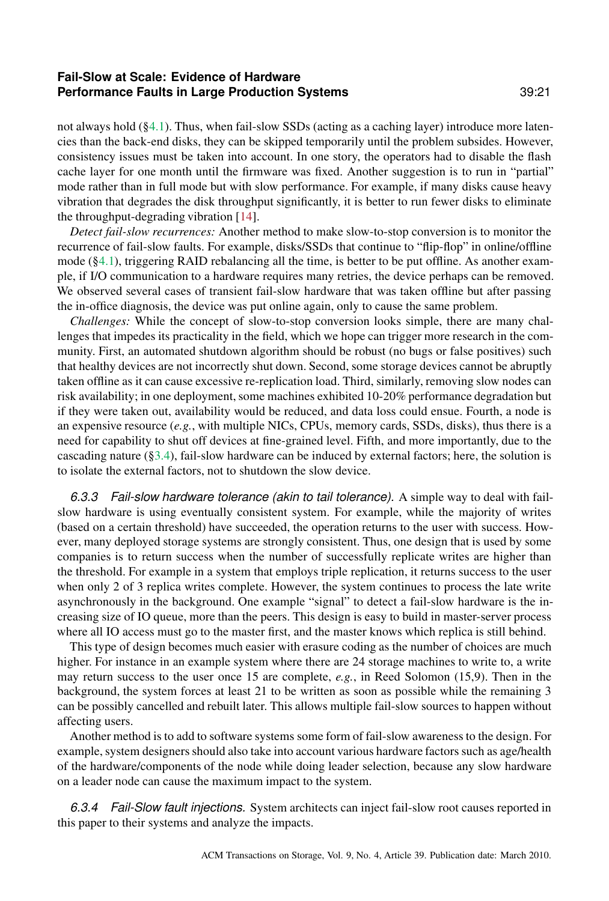not always hold (§4.1). Thus, when fail-slow SSDs (acting as a caching layer) introduce more latencies than the back-end disks, they can be skipped temporarily until the problem subsides. However, consistency issues must be taken into account. In one story, the operators had to disable the flash cache layer for one month until the firmware was fixed. Another suggestion is to run in "partial" mode rather than in full mode but with slow performance. For example, if many disks cause heavy vibration that degrades the disk throughput significantly, it is better to run fewer disks to eliminate the throughput-degrading vibration [14].

*Detect fail-slow recurrences:* Another method to make slow-to-stop conversion is to monitor the recurrence of fail-slow faults. For example, disks/SSDs that continue to "flip-flop" in online/offline mode (§4.1), triggering RAID rebalancing all the time, is better to be put offline. As another example, if I/O communication to a hardware requires many retries, the device perhaps can be removed. We observed several cases of transient fail-slow hardware that was taken offline but after passing the in-office diagnosis, the device was put online again, only to cause the same problem.

*Challenges:* While the concept of slow-to-stop conversion looks simple, there are many challenges that impedes its practicality in the field, which we hope can trigger more research in the community. First, an automated shutdown algorithm should be robust (no bugs or false positives) such that healthy devices are not incorrectly shut down. Second, some storage devices cannot be abruptly taken offline as it can cause excessive re-replication load. Third, similarly, removing slow nodes can risk availability; in one deployment, some machines exhibited 10-20% performance degradation but if they were taken out, availability would be reduced, and data loss could ensue. Fourth, a node is an expensive resource (*e.g.*, with multiple NICs, CPUs, memory cards, SSDs, disks), thus there is a need for capability to shut off devices at fine-grained level. Fifth, and more importantly, due to the cascading nature (§3.4), fail-slow hardware can be induced by external factors; here, the solution is to isolate the external factors, not to shutdown the slow device.

*6.3.3 Fail-slow hardware tolerance (akin to tail tolerance).* A simple way to deal with fail-slow hardware is using eventually consistent system. For example, while the majority of writes (based on a certain threshold) have succeeded, the operation returns to the user with success. However, many deployed storage systems are strongly consistent. Thus, one design that is used by some companies is to return success when the number of successfully replicate writes are higher than the threshold. For example in a system that employs triple replication, it returns success to the user when only 2 of 3 replica writes complete. However, the system continues to process the late write asynchronously in the background. One example "signal" to detect a fail-slow hardware is the increasing size of IO queue, more than the peers. This design is easy to build in master-server process where all IO access must go to the master first, and the master knows which replica is still behind.

This type of design becomes much easier with erasure coding as the number of choices are much higher. For instance in an example system where there are 24 storage machines to write to, a write may return success to the user once 15 are complete, *e.g.*, in Reed Solomon (15,9). Then in the background, the system forces at least 21 to be written as soon as possible while the remaining 3 can be possibly cancelled and rebuilt later. This allows multiple fail-slow sources to happen without affecting users.

Another method is to add to software systems some form of fail-slow awareness to the design. For example, system designers should also take into account various hardware factors such as age/health of the hardware/components of the node while doing leader selection, because any slow hardware on a leader node can cause the maximum impact to the system.

*6.3.4 Fail-Slow fault injections.* System architects can inject fail-slow root causes reported in this paper to their systems and analyze the impacts.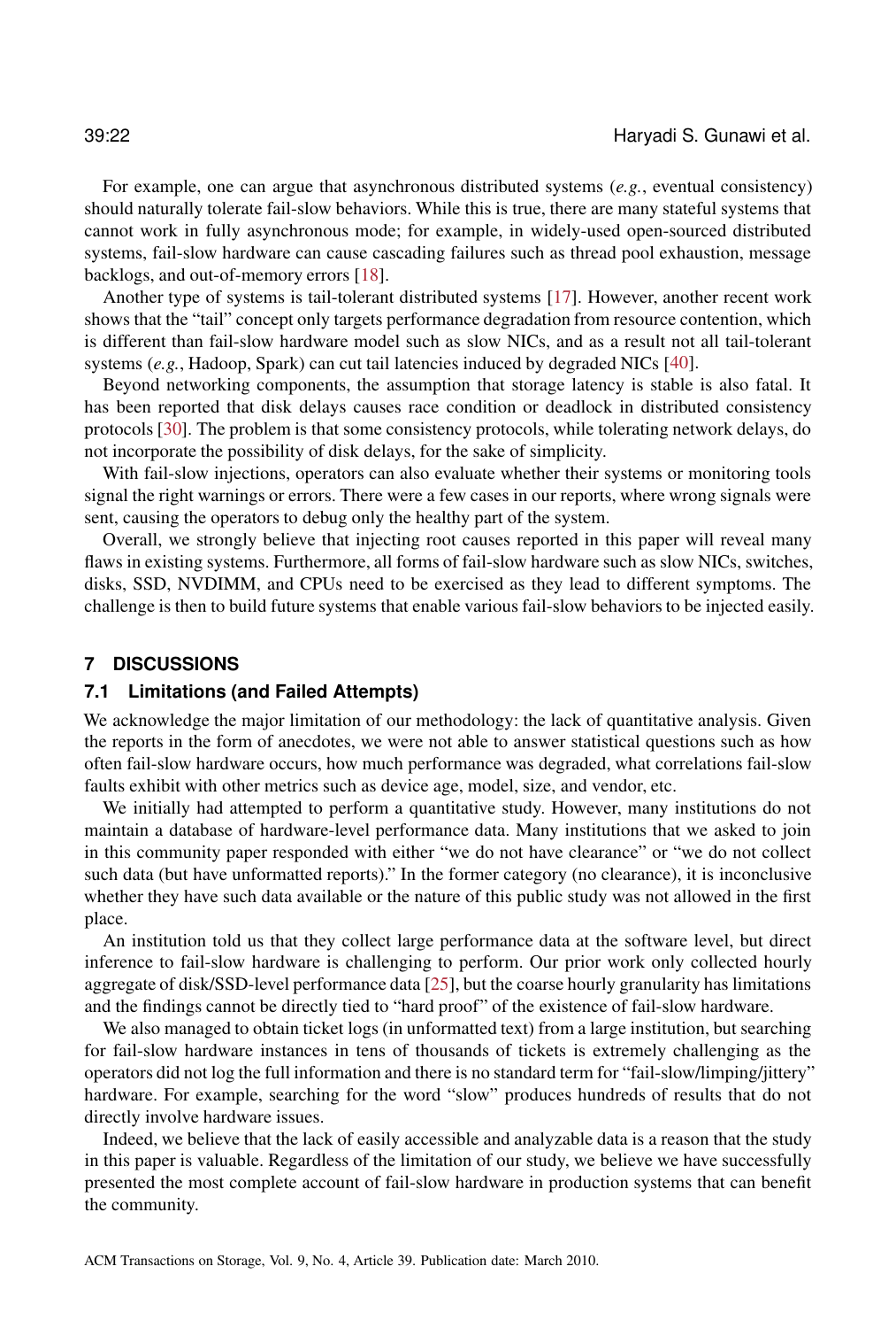For example, one can argue that asynchronous distributed systems (*e.g.*, eventual consistency) should naturally tolerate fail-slow behaviors. While this is true, there are many stateful systems that cannot work in fully asynchronous mode; for example, in widely-used open-sourced distributed systems, fail-slow hardware can cause cascading failures such as thread pool exhaustion, message backlogs, and out-of-memory errors [18].

Another type of systems is tail-tolerant distributed systems [17]. However, another recent work shows that the "tail" concept only targets performance degradation from resource contention, which is different than fail-slow hardware model such as slow NICs, and as a result not all tail-tolerant systems (*e.g.*, Hadoop, Spark) can cut tail latencies induced by degraded NICs [40].

Beyond networking components, the assumption that storage latency is stable is also fatal. It has been reported that disk delays causes race condition or deadlock in distributed consistency protocols [30]. The problem is that some consistency protocols, while tolerating network delays, do not incorporate the possibility of disk delays, for the sake of simplicity.

With fail-slow injections, operators can also evaluate whether their systems or monitoring tools signal the right warnings or errors. There were a few cases in our reports, where wrong signals were sent, causing the operators to debug only the healthy part of the system.

Overall, we strongly believe that injecting root causes reported in this paper will reveal many flaws in existing systems. Furthermore, all forms of fail-slow hardware such as slow NICs, switches, disks, SSD, NVDIMM, and CPUs need to be exercised as they lead to different symptoms. The challenge is then to build future systems that enable various fail-slow behaviors to be injected easily.

## 7 DISCUSSIONS

### 7.1 Limitations (and Failed Attempts)

We acknowledge the major limitation of our methodology: the lack of quantitative analysis. Given the reports in the form of anecdotes, we were not able to answer statistical questions such as how often fail-slow hardware occurs, how much performance was degraded, what correlations fail-slow faults exhibit with other metrics such as device age, model, size, and vendor, etc.

We initially had attempted to perform a quantitative study. However, many institutions do not maintain a database of hardware-level performance data. Many institutions that we asked to join in this community paper responded with either "we do not have clearance" or "we do not collect such data (but have unformatted reports)." In the former category (no clearance), it is inconclusive whether they have such data available or the nature of this public study was not allowed in the first place.

An institution told us that they collect large performance data at the software level, but direct inference to fail-slow hardware is challenging to perform. Our prior work only collected hourly aggregate of disk/SSD-level performance data [25], but the coarse hourly granularity has limitations and the findings cannot be directly tied to "hard proof" of the existence of fail-slow hardware.

We also managed to obtain ticket logs (in unformatted text) from a large institution, but searching for fail-slow hardware instances in tens of thousands of tickets is extremely challenging as the operators did not log the full information and there is no standard term for "fail-slow/limping/jittery" hardware. For example, searching for the word "slow" produces hundreds of results that do not directly involve hardware issues.

Indeed, we believe that the lack of easily accessible and analyzable data is a reason that the study in this paper is valuable. Regardless of the limitation of our study, we believe we have successfully presented the most complete account of fail-slow hardware in production systems that can benefit the community.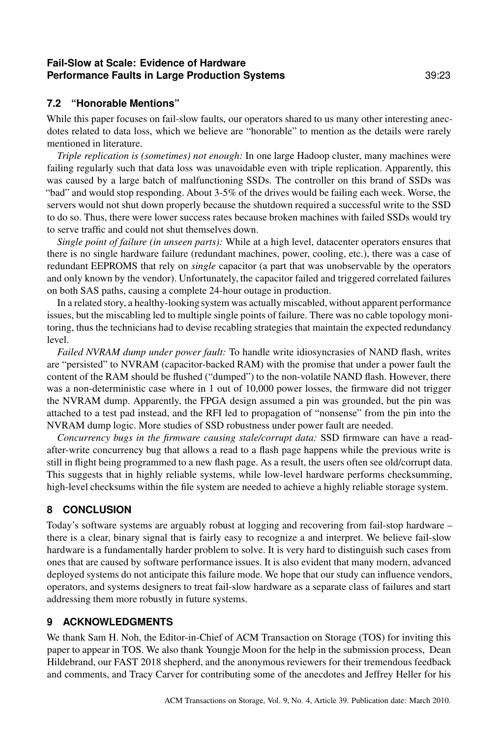### 7.2 "Honorable Mentions"

While this paper focuses on fail-slow faults, our operators shared to us many other interesting anecdotes related to data loss, which we believe are "honorable" to mention as the details were rarely mentioned in literature.

*Triple replication is (sometimes) not enough:* In one large Hadoop cluster, many machines were failing regularly such that data loss was unavoidable even with triple replication. Apparently, this was caused by a large batch of malfunctioning SSDs. The controller on this brand of SSDs was "bad" and would stop responding. About 3-5% of the drives would be failing each week. Worse, the servers would not shut down properly because the shutdown required a successful write to the SSD to do so. Thus, there were lower success rates because broken machines with failed SSDs would try to serve traffic and could not shut themselves down.

*Single point of failure (in unseen parts):* While at a high level, datacenter operators ensures that there is no single hardware failure (redundant machines, power, cooling, etc.), there was a case of redundant EEPROMS that rely on *single* capacitor (a part that was unobservable by the operators and only known by the vendor). Unfortunately, the capacitor failed and triggered correlated failures on both SAS paths, causing a complete 24-hour outage in production.

In a related story, a healthy-looking system was actually miscabled, without apparent performance issues, but the miscabling led to multiple single points of failure. There was no cable topology monitoring, thus the technicians had to devise recabling strategies that maintain the expected redundancy level.

*Failed NVRAM dump under power fault:* To handle write idiosyncrasies of NAND flash, writes are "persisted" to NVRAM (capacitor-backed RAM) with the promise that under a power fault the content of the RAM should be flushed ("dumped") to the non-volatile NAND flash. However, there was a non-deterministic case where in 1 out of 10,000 power losses, the firmware did not trigger the NVRAM dump. Apparently, the FPGA design assumed a pin was grounded, but the pin was attached to a test pad instead, and the RFI led to propagation of "nonsense" from the pin into the NVRAM dump logic. More studies of SSD robustness under power fault are needed.

*Concurrency bugs in the firmware causing stale/corrupt data:* SSD firmware can have a read-after-write concurrency bug that allows a read to a flash page happens while the previous write is still in flight being programmed to a new flash page. As a result, the users often see old/corrupt data. This suggests that in highly reliable systems, while low-level hardware performs checksumming, high-level checksums within the file system are needed to achieve a highly reliable storage system.

## 8 CONCLUSION

Today's software systems are arguably robust at logging and recovering from fail-stop hardware – there is a clear, binary signal that is fairly easy to recognize a and interpret. We believe fail-slow hardware is a fundamentally harder problem to solve. It is very hard to distinguish such cases from ones that are caused by software performance issues. It is also evident that many modern, advanced deployed systems do not anticipate this failure mode. We hope that our study can influence vendors, operators, and systems designers to treat fail-slow hardware as a separate class of failures and start addressing them more robustly in future systems.

## 9 ACKNOWLEDGMENTS

We thank Sam H. Noh, the Editor-in-Chief of ACM Transaction on Storage (TOS) for inviting this paper to appear in TOS. We also thank Youngje Moon for the help in the submission process, Dean Hildebrand, our FAST 2018 shepherd, and the anonymous reviewers for their tremendous feedback and comments, and Tracy Carver for contributing some of the anecdotes and Jeffrey Heller for his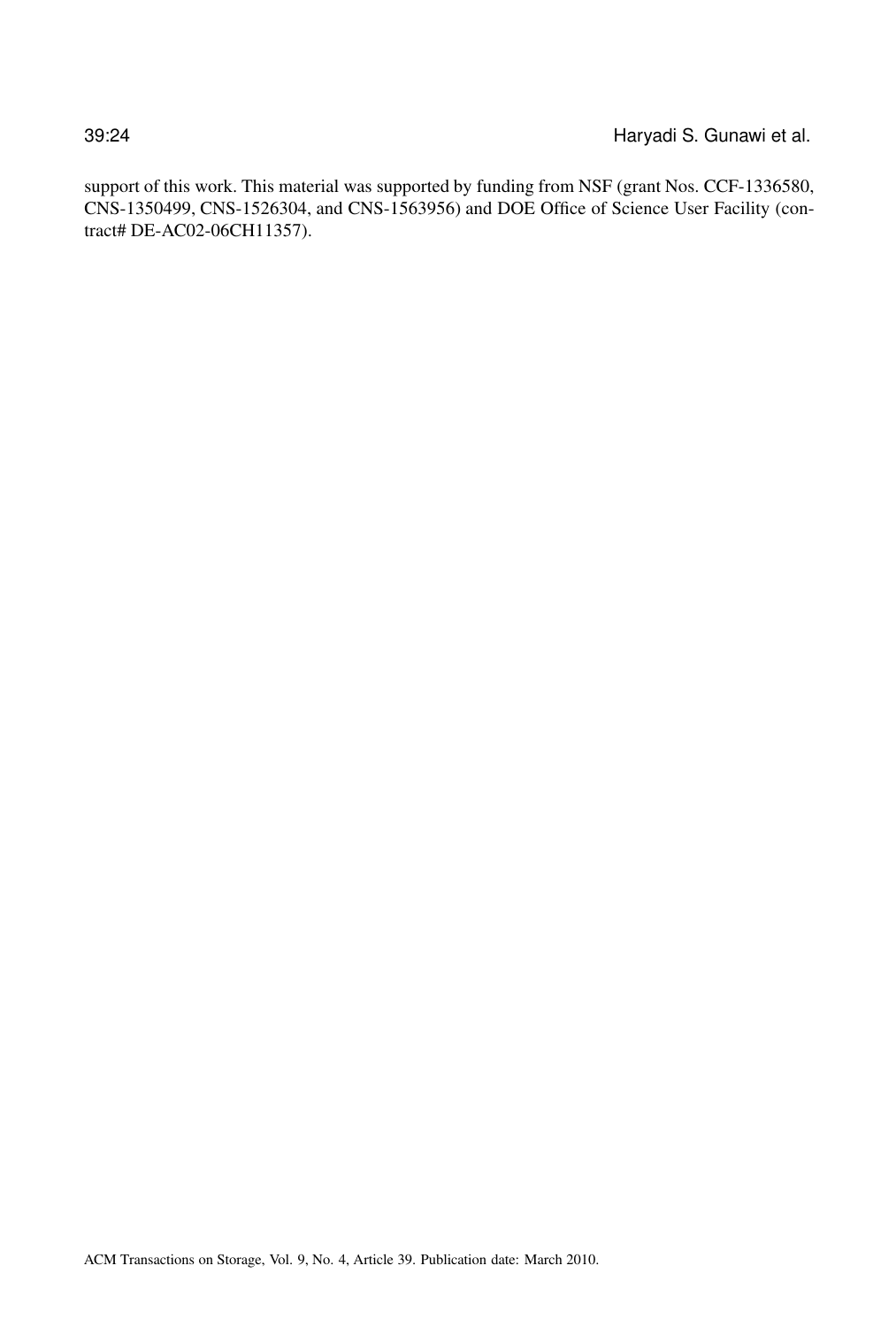support of this work. This material was supported by funding from NSF (grant Nos. CCF-1336580, CNS-1350499, CNS-1526304, and CNS-1563956) and DOE Office of Science User Facility (contract# DE-AC02-06CH11357).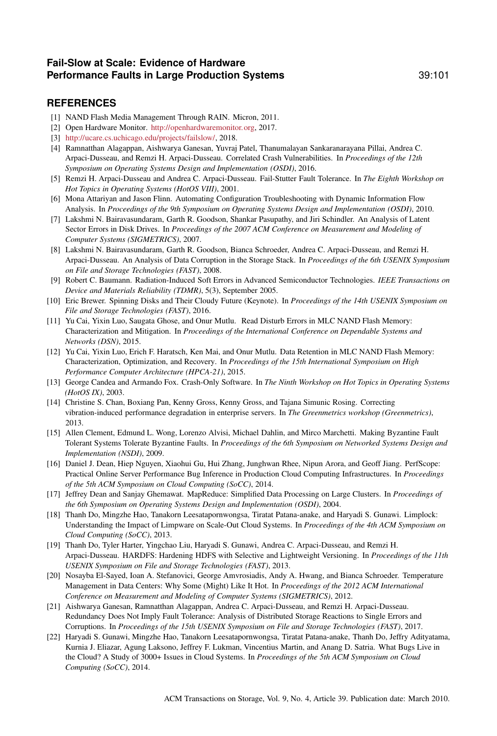## REFERENCES

[1] NAND Flash Media Management Through RAIN. Micron, 2011.

[2] Open Hardware Monitor. http://openhardwaremonitor.org, 2017.

[3] http://ucare.cs.uchicago.edu/projects/failslow/, 2018.

[4] Ramnatthan Alagappan, Aishwarya Ganesan, Yuvraj Patel, Thanumalayan Sankaranarayana Pillai, Andrea C. Arpaci-Dusseau, and Remzi H. Arpaci-Dusseau. Correlated Crash Vulnerabilities. In *Proceedings of the 12th Symposium on Operating Systems Design and Implementation (OSDI)*, 2016.

[5] Remzi H. Arpaci-Dusseau and Andrea C. Arpaci-Dusseau. Fail-Stutter Fault Tolerance. In *The Eighth Workshop on Hot Topics in Operating Systems (HotOS VIII)*, 2001.

[6] Mona Attariyan and Jason Flinn. Automating Configuration Troubleshooting with Dynamic Information Flow Analysis. In *Proceedings of the 9th Symposium on Operating Systems Design and Implementation (OSDI)*, 2010.

[7] Lakshmi N. Bairavasundaram, Garth R. Goodson, Shankar Pasupathy, and Jiri Schindler. An Analysis of Latent Sector Errors in Disk Drives. In *Proceedings of the 2007 ACM Conference on Measurement and Modeling of Computer Systems (SIGMETRICS)*, 2007.

[8] Lakshmi N. Bairavasundaram, Garth R. Goodson, Bianca Schroeder, Andrea C. Arpaci-Dusseau, and Remzi H. Arpaci-Dusseau. An Analysis of Data Corruption in the Storage Stack. In *Proceedings of the 6th USENIX Symposium on File and Storage Technologies (FAST)*, 2008.

[9] Robert C. Baumann. Radiation-Induced Soft Errors in Advanced Semiconductor Technologies. *IEEE Transactions on Device and Materials Reliability (TDMR)*, 5(3), September 2005.

[10] Eric Brewer. Spinning Disks and Their Cloudy Future (Keynote). In *Proceedings of the 14th USENIX Symposium on File and Storage Technologies (FAST)*, 2016.

[11] Yu Cai, Yixin Luo, Saugata Ghose, and Onur Mutlu. Read Disturb Errors in MLC NAND Flash Memory: Characterization and Mitigation. In *Proceedings of the International Conference on Dependable Systems and Networks (DSN)*, 2015.

[12] Yu Cai, Yixin Luo, Erich F. Haratsch, Ken Mai, and Onur Mutlu. Data Retention in MLC NAND Flash Memory: Characterization, Optimization, and Recovery. In *Proceedings of the 15th International Symposium on High Performance Computer Architecture (HPCA-21)*, 2015.

[13] George Candea and Armando Fox. Crash-Only Software. In *The Ninth Workshop on Hot Topics in Operating Systems (HotOS IX)*, 2003.

[14] Christine S. Chan, Boxiang Pan, Kenny Gross, Kenny Gross, and Tajana Simunic Rosing. Correcting vibration-induced performance degradation in enterprise servers. In *The Greenmetrics workshop (Greenmetrics)*, 2013.

[15] Allen Clement, Edmund L. Wong, Lorenzo Alvisi, Michael Dahlin, and Mirco Marchetti. Making Byzantine Fault Tolerant Systems Tolerate Byzantine Faults. In *Proceedings of the 6th Symposium on Networked Systems Design and Implementation (NSDI)*, 2009.

[16] Daniel J. Dean, Hiep Nguyen, Xiaohui Gu, Hui Zhang, Junghwan Rhee, Nipun Arora, and Geoff Jiang. PerfScope: Practical Online Server Performance Bug Inference in Production Cloud Computing Infrastructures. In *Proceedings of the 5th ACM Symposium on Cloud Computing (SoCC)*, 2014.

[17] Jeffrey Dean and Sanjay Ghemawat. MapReduce: Simplified Data Processing on Large Clusters. In *Proceedings of the 6th Symposium on Operating Systems Design and Implementation (OSDI)*, 2004.

[18] Thanh Do, Mingzhe Hao, Tanakorn Leesatapornwongsa, Tiratat Patana-anake, and Haryadi S. Gunawi. Limplock: Understanding the Impact of Limpware on Scale-Out Cloud Systems. In *Proceedings of the 4th ACM Symposium on Cloud Computing (SoCC)*, 2013.

[19] Thanh Do, Tyler Harter, Yingchao Liu, Haryadi S. Gunawi, Andrea C. Arpaci-Dusseau, and Remzi H. Arpaci-Dusseau. HARDFS: Hardening HDFS with Selective and Lightweight Versioning. In *Proceedings of the 11th USENIX Symposium on File and Storage Technologies (FAST)*, 2013.

[20] Nosayba El-Sayed, Ioan A. Stefanovici, George Amvrosiadis, Andy A. Hwang, and Bianca Schroeder. Temperature Management in Data Centers: Why Some (Might) Like It Hot. In *Proceedings of the 2012 ACM International Conference on Measurement and Modeling of Computer Systems (SIGMETRICS)*, 2012.

[21] Aishwarya Ganesan, Ramnatthan Alagappan, Andrea C. Arpaci-Dusseau, and Remzi H. Arpaci-Dusseau. Redundancy Does Not Imply Fault Tolerance: Analysis of Distributed Storage Reactions to Single Errors and Corruptions. In *Proceedings of the 15th USENIX Symposium on File and Storage Technologies (FAST)*, 2017.

[22] Haryadi S. Gunawi, Mingzhe Hao, Tanakorn Leesatapornwongsa, Tiratat Patana-anake, Thanh Do, Jeffry Adityatama, Kurnia J. Eliazar, Agung Laksono, Jeffrey F. Lukman, Vincentius Martin, and Anang D. Satria. What Bugs Live in the Cloud? A Study of 3000+ Issues in Cloud Systems. In *Proceedings of the 5th ACM Symposium on Cloud Computing (SoCC)*, 2014.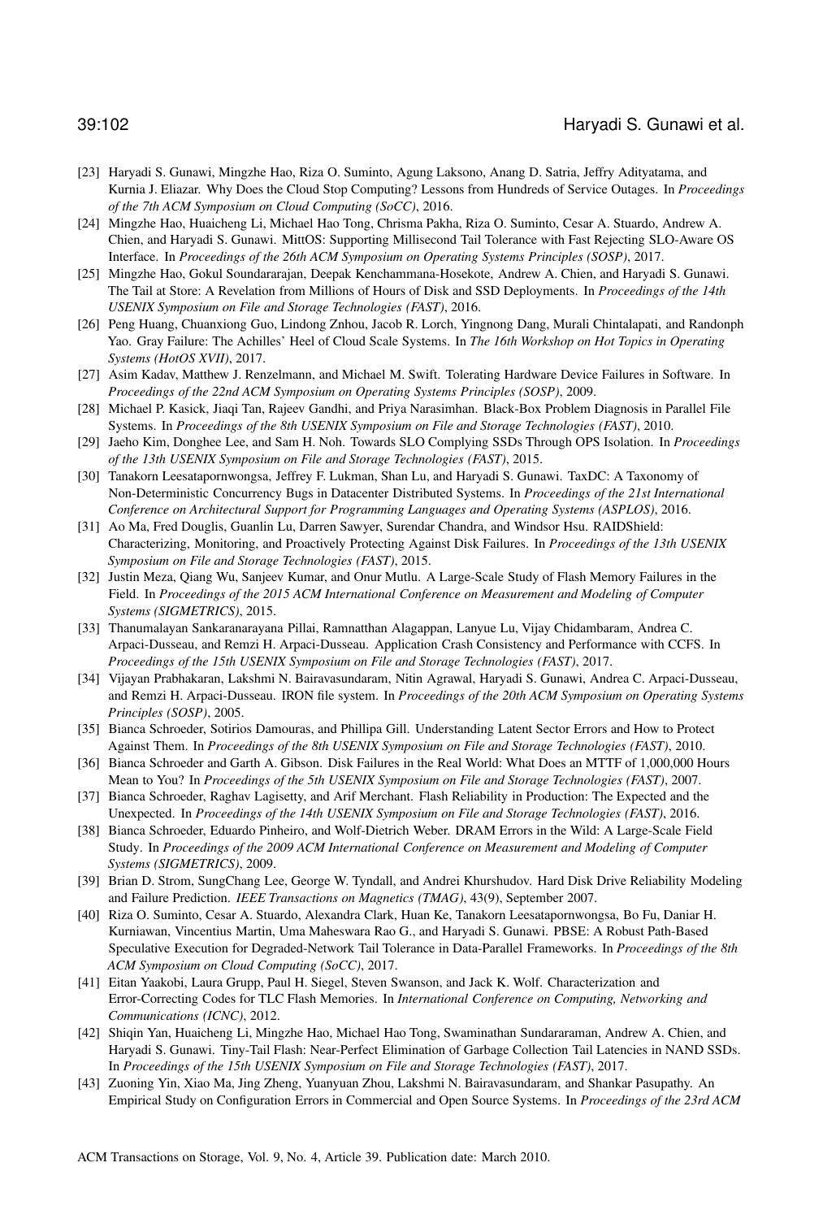[23] Haryadi S. Gunawi, Mingzhe Hao, Riza O. Suminto, Agung Laksono, Anang D. Satria, Jeffry Adityatama, and Kurnia J. Eliazar. Why Does the Cloud Stop Computing? Lessons from Hundreds of Service Outages. In *Proceedings of the 7th ACM Symposium on Cloud Computing (SoCC)*, 2016.

[24] Mingzhe Hao, Huaicheng Li, Michael Hao Tong, Chrisma Pakha, Riza O. Suminto, Cesar A. Stuardo, Andrew A. Chien, and Haryadi S. Gunawi. MittOS: Supporting Millisecond Tail Tolerance with Fast Rejecting SLO-Aware OS Interface. In *Proceedings of the 26th ACM Symposium on Operating Systems Principles (SOSP)*, 2017.

[25] Mingzhe Hao, Gokul Soundararajan, Deepak Kenchammana-Hosekote, Andrew A. Chien, and Haryadi S. Gunawi. The Tail at Store: A Revelation from Millions of Hours of Disk and SSD Deployments. In *Proceedings of the 14th USENIX Symposium on File and Storage Technologies (FAST)*, 2016.

[26] Peng Huang, Chuanxiong Guo, Lindong Znhou, Jacob R. Lorch, Yingnong Dang, Murali Chintalapati, and Randonph Yao. Gray Failure: The Achilles' Heel of Cloud Scale Systems. In *The 16th Workshop on Hot Topics in Operating Systems (HotOS XVII)*, 2017.

[27] Asim Kadav, Matthew J. Renzelmann, and Michael M. Swift. Tolerating Hardware Device Failures in Software. In *Proceedings of the 22nd ACM Symposium on Operating Systems Principles (SOSP)*, 2009.

[28] Michael P. Kasick, Jiaqi Tan, Rajeev Gandhi, and Priya Narasimhan. Black-Box Problem Diagnosis in Parallel File Systems. In *Proceedings of the 8th USENIX Symposium on File and Storage Technologies (FAST)*, 2010.

[29] Jaeho Kim, Donghee Lee, and Sam H. Noh. Towards SLO Complying SSDs Through OPS Isolation. In *Proceedings of the 13th USENIX Symposium on File and Storage Technologies (FAST)*, 2015.

[30] Tanakorn Leesatapornwongsa, Jeffrey F. Lukman, Shan Lu, and Haryadi S. Gunawi. TaxDC: A Taxonomy of Non-Deterministic Concurrency Bugs in Datacenter Distributed Systems. In *Proceedings of the 21st International Conference on Architectural Support for Programming Languages and Operating Systems (ASPLOS)*, 2016.

[31] Ao Ma, Fred Douglis, Guanlin Lu, Darren Sawyer, Surendar Chandra, and Windsor Hsu. RAIDShield: Characterizing, Monitoring, and Proactively Protecting Against Disk Failures. In *Proceedings of the 13th USENIX Symposium on File and Storage Technologies (FAST)*, 2015.

[32] Justin Meza, Qiang Wu, Sanjeev Kumar, and Onur Mutlu. A Large-Scale Study of Flash Memory Failures in the Field. In *Proceedings of the 2015 ACM International Conference on Measurement and Modeling of Computer Systems (SIGMETRICS)*, 2015.

[33] Thanumalayan Sankaranarayana Pillai, Ramnatthan Alagappan, Lanyue Lu, Vijay Chidambaram, Andrea C. Arpaci-Dusseau, and Remzi H. Arpaci-Dusseau. Application Crash Consistency and Performance with CCFS. In *Proceedings of the 15th USENIX Symposium on File and Storage Technologies (FAST)*, 2017.

[34] Vijayan Prabhakaran, Lakshmi N. Bairavasundaram, Nitin Agrawal, Haryadi S. Gunawi, Andrea C. Arpaci-Dusseau, and Remzi H. Arpaci-Dusseau. IRON file system. In *Proceedings of the 20th ACM Symposium on Operating Systems Principles (SOSP)*, 2005.

[35] Bianca Schroeder, Sotirios Damouras, and Phillipa Gill. Understanding Latent Sector Errors and How to Protect Against Them. In *Proceedings of the 8th USENIX Symposium on File and Storage Technologies (FAST)*, 2010.

[36] Bianca Schroeder and Garth A. Gibson. Disk Failures in the Real World: What Does an MTTF of 1,000,000 Hours Mean to You? In *Proceedings of the 5th USENIX Symposium on File and Storage Technologies (FAST)*, 2007.

[37] Bianca Schroeder, Raghav Lagisetty, and Arif Merchant. Flash Reliability in Production: The Expected and the Unexpected. In *Proceedings of the 14th USENIX Symposium on File and Storage Technologies (FAST)*, 2016.

[38] Bianca Schroeder, Eduardo Pinheiro, and Wolf-Dietrich Weber. DRAM Errors in the Wild: A Large-Scale Field Study. In *Proceedings of the 2009 ACM International Conference on Measurement and Modeling of Computer Systems (SIGMETRICS)*, 2009.

[39] Brian D. Strom, SungChang Lee, George W. Tyndall, and Andrei Khurshudov. Hard Disk Drive Reliability Modeling and Failure Prediction. *IEEE Transactions on Magnetics (TMAG)*, 43(9), September 2007.

[40] Riza O. Suminto, Cesar A. Stuardo, Alexandra Clark, Huan Ke, Tanakorn Leesatapornwongsa, Bo Fu, Daniar H. Kurniawan, Vincentius Martin, Uma Maheswara Rao G., and Haryadi S. Gunawi. PBSE: A Robust Path-Based Speculative Execution for Degraded-Network Tail Tolerance in Data-Parallel Frameworks. In *Proceedings of the 8th ACM Symposium on Cloud Computing (SoCC)*, 2017.

[41] Eitan Yaakobi, Laura Grupp, Paul H. Siegel, Steven Swanson, and Jack K. Wolf. Characterization and Error-Correcting Codes for TLC Flash Memories. In *International Conference on Computing, Networking and Communications (ICNC)*, 2012.

[42] Shiqin Yan, Huaicheng Li, Mingzhe Hao, Michael Hao Tong, Swaminathan Sundararaman, Andrew A. Chien, and Haryadi S. Gunawi. Tiny-Tail Flash: Near-Perfect Elimination of Garbage Collection Tail Latencies in NAND SSDs. In *Proceedings of the 15th USENIX Symposium on File and Storage Technologies (FAST)*, 2017.

[43] Zuoning Yin, Xiao Ma, Jing Zheng, Yuanyuan Zhou, Lakshmi N. Bairavasundaram, and Shankar Pasupathy. An Empirical Study on Configuration Errors in Commercial and Open Source Systems. In *Proceedings of the 23rd ACM*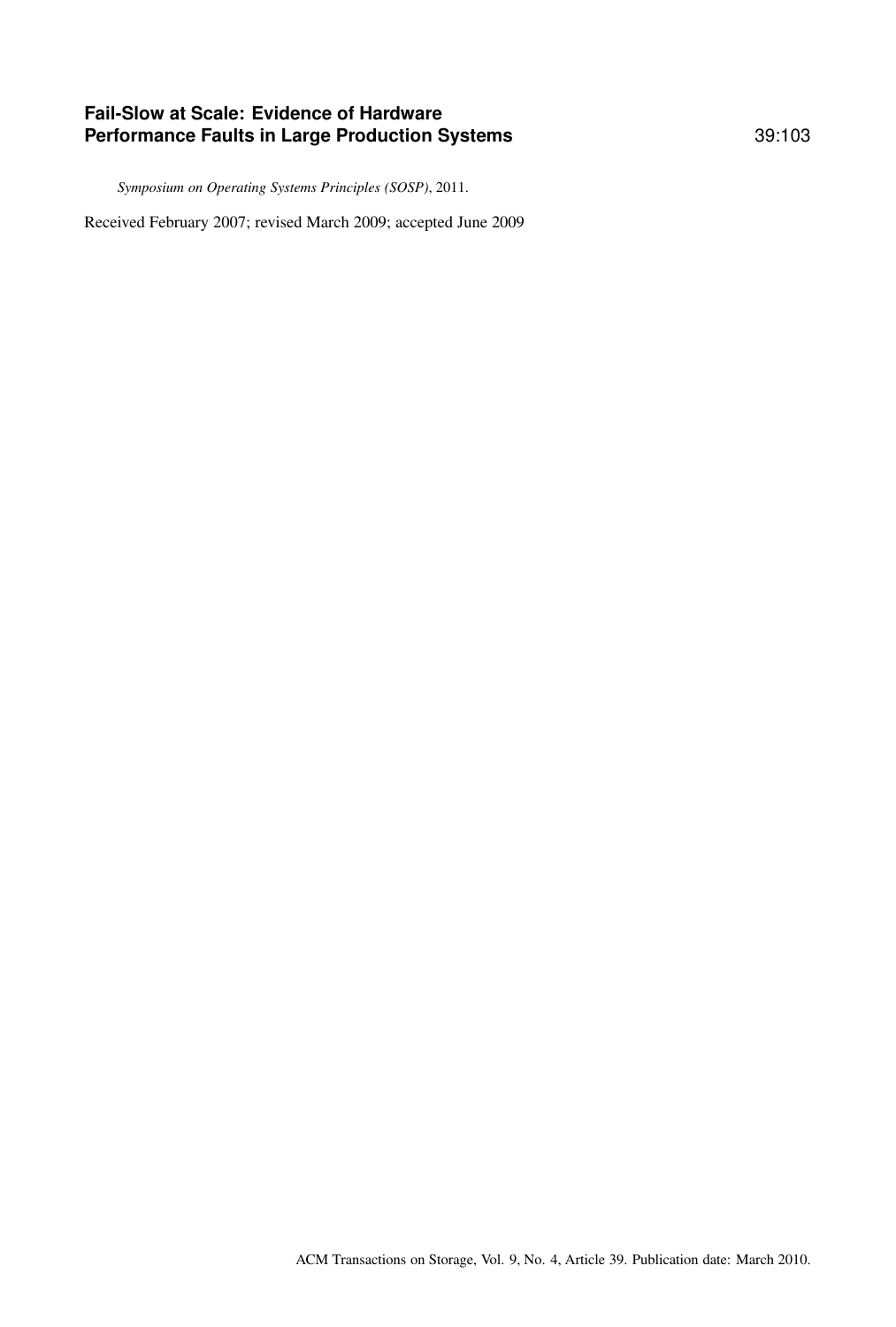*Symposium on Operating Systems Principles (SOSP)*, 2011.

Received February 2007; revised March 2009; accepted June 2009